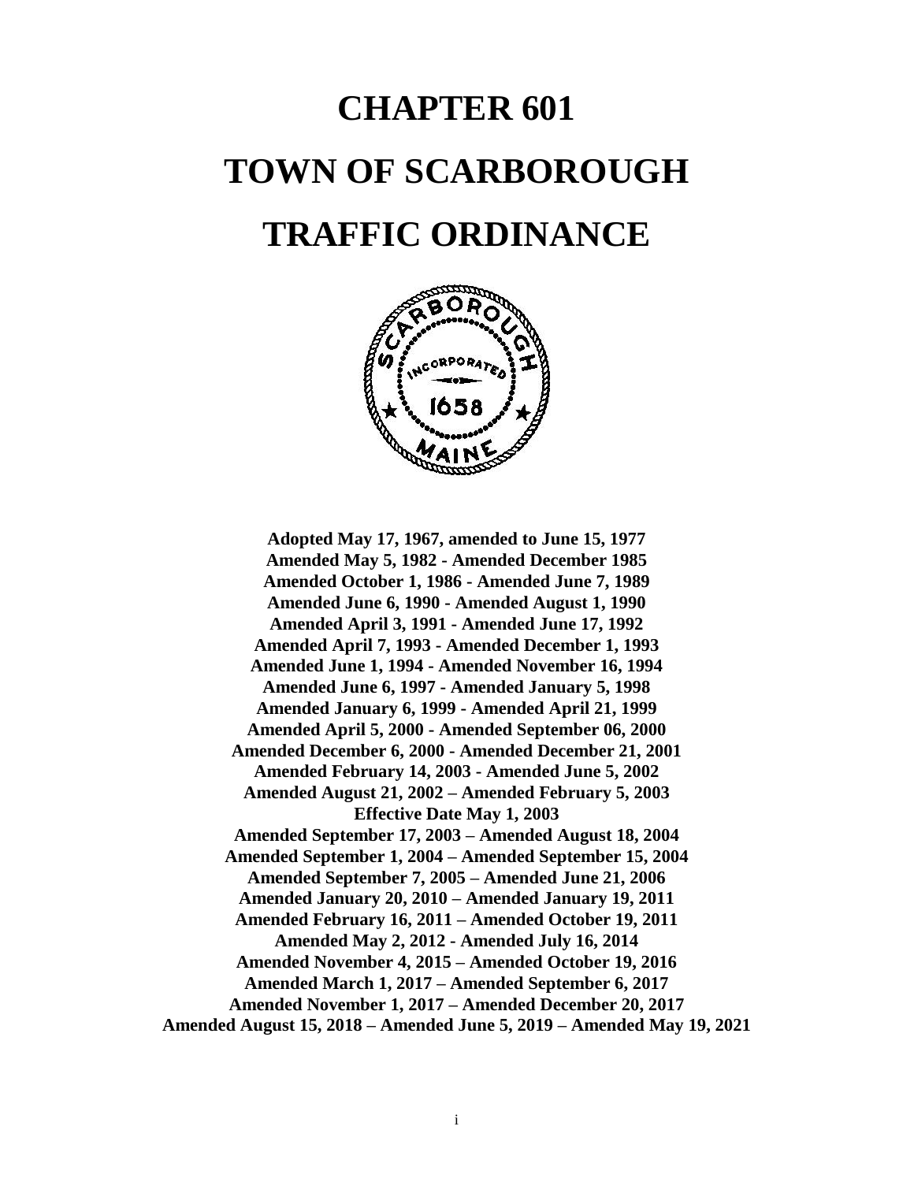# CHAPTER 601

# TOWN OF SCARBOROUGH

# TRAFFIC ORDINANCE

**Adopted May 17, 1967, amended to June 15, 1977**
**Amended May 5, 1982 - Amended December 1985**
**Amended October 1, 1986 - Amended June 7, 1989**
**Amended June 6, 1990 - Amended August 1, 1990**
**Amended April 3, 1991 - Amended June 17, 1992**
**Amended April 7, 1993 - Amended December 1, 1993**
**Amended June 1, 1994 - Amended November 16, 1994**
**Amended June 6, 1997 - Amended January 5, 1998**
**Amended January 6, 1999 - Amended April 21, 1999**
**Amended April 5, 2000 - Amended September 06, 2000**
**Amended December 6, 2000 - Amended December 21, 2001**
**Amended February 14, 2003 - Amended June 5, 2002**
**Amended August 21, 2002 – Amended February 5, 2003**
**Effective Date May 1, 2003**
**Amended September 17, 2003 – Amended August 18, 2004**
**Amended September 1, 2004 – Amended September 15, 2004**
**Amended September 7, 2005 – Amended June 21, 2006**
**Amended January 20, 2010 – Amended January 19, 2011**
**Amended February 16, 2011 – Amended October 19, 2011**
**Amended May 2, 2012 - Amended July 16, 2014**
**Amended November 4, 2015 – Amended October 19, 2016**
**Amended March 1, 2017 – Amended September 6, 2017**
**Amended November 1, 2017 – Amended December 20, 2017**
**Amended August 15, 2018 – Amended June 5, 2019 – Amended May 19, 2021**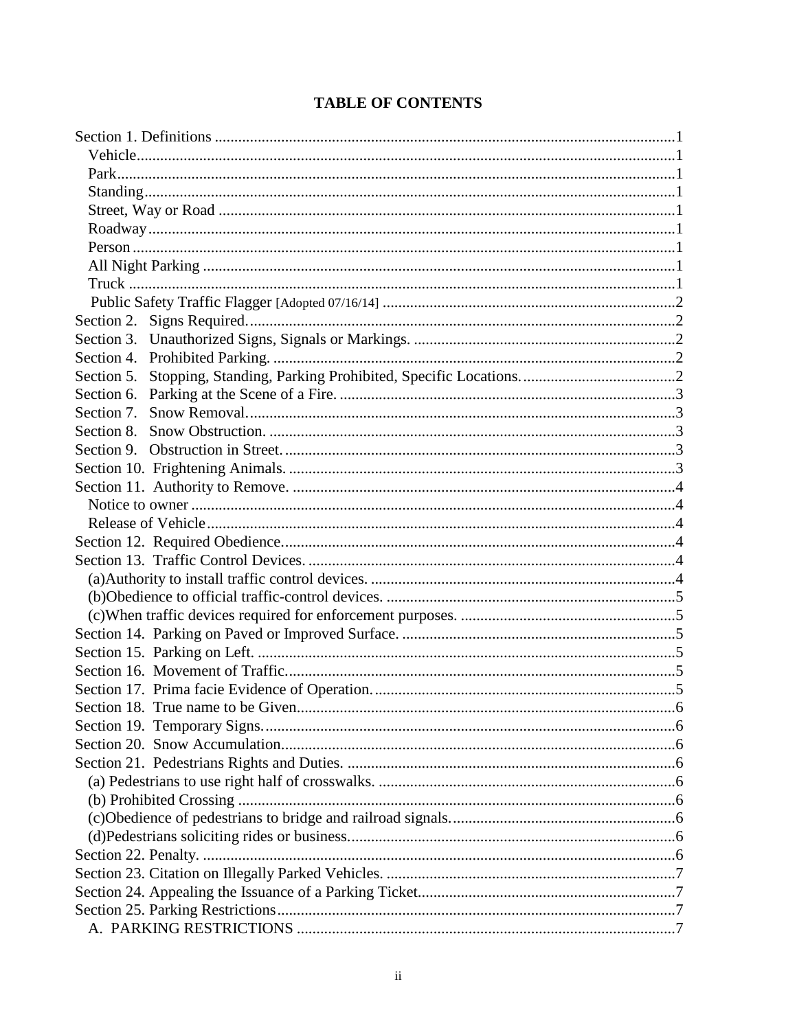# TABLE OF CONTENTS

Section 1. Definitions ....................................................................................................1
  Vehicle........................................................................................................................1
  Park............................................................................................................................1
  Standing.....................................................................................................................1
  Street, Way or Road ..................................................................................................1
  Roadway....................................................................................................................1
  Person ........................................................................................................................1
  All Night Parking .......................................................................................................1
  Truck ..........................................................................................................................1
  Public Safety Traffic Flagger [Adopted 07/16/14] ..........................................................................2
Section 2. Signs Required.............................................................................................2
Section 3. Unauthorized Signs, Signals or Markings. ..................................................................2
Section 4. Prohibited Parking. ......................................................................................2
Section 5. Stopping, Standing, Parking Prohibited, Specific Locations.......................................2
Section 6. Parking at the Scene of a Fire. .....................................................................3
Section 7. Snow Removal..............................................................................................3
Section 8. Snow Obstruction. .......................................................................................3
Section 9. Obstruction in Street. ..................................................................................3
Section 10. Frightening Animals. .................................................................................3
Section 11. Authority to Remove. .................................................................................4
  Notice to owner ..........................................................................................................4
  Release of Vehicle ......................................................................................................4
Section 12. Required Obedience....................................................................................4
Section 13. Traffic Control Devices. .............................................................................4
  (a)Authority to install traffic control devices. .............................................................4
  (b)Obedience to official traffic-control devices. ..........................................................5
  (c)When traffic devices required for enforcement purposes. .......................................5
Section 14. Parking on Paved or Improved Surface. ......................................................5
Section 15. Parking on Left. ..........................................................................................5
Section 16. Movement of Traffic....................................................................................5
Section 17. Prima facie Evidence of Operation..............................................................5
Section 18. True name to be Given.................................................................................6
Section 19. Temporary Signs..........................................................................................6
Section 20. Snow Accumulation.....................................................................................6
Section 21. Pedestrians Rights and Duties. ....................................................................6
  (a) Pedestrians to use right half of crosswalks. ............................................................6
  (b) Prohibited Crossing .................................................................................................6
  (c)Obedience of pedestrians to bridge and railroad signals..........................................6
  (d)Pedestrians soliciting rides or business....................................................................6
Section 22. Penalty. ........................................................................................................6
Section 23. Citation on Illegally Parked Vehicles. ..........................................................7
Section 24. Appealing the Issuance of a Parking Ticket..................................................7
Section 25. Parking Restrictions.....................................................................................7
  A. PARKING RESTRICTIONS .................................................................................7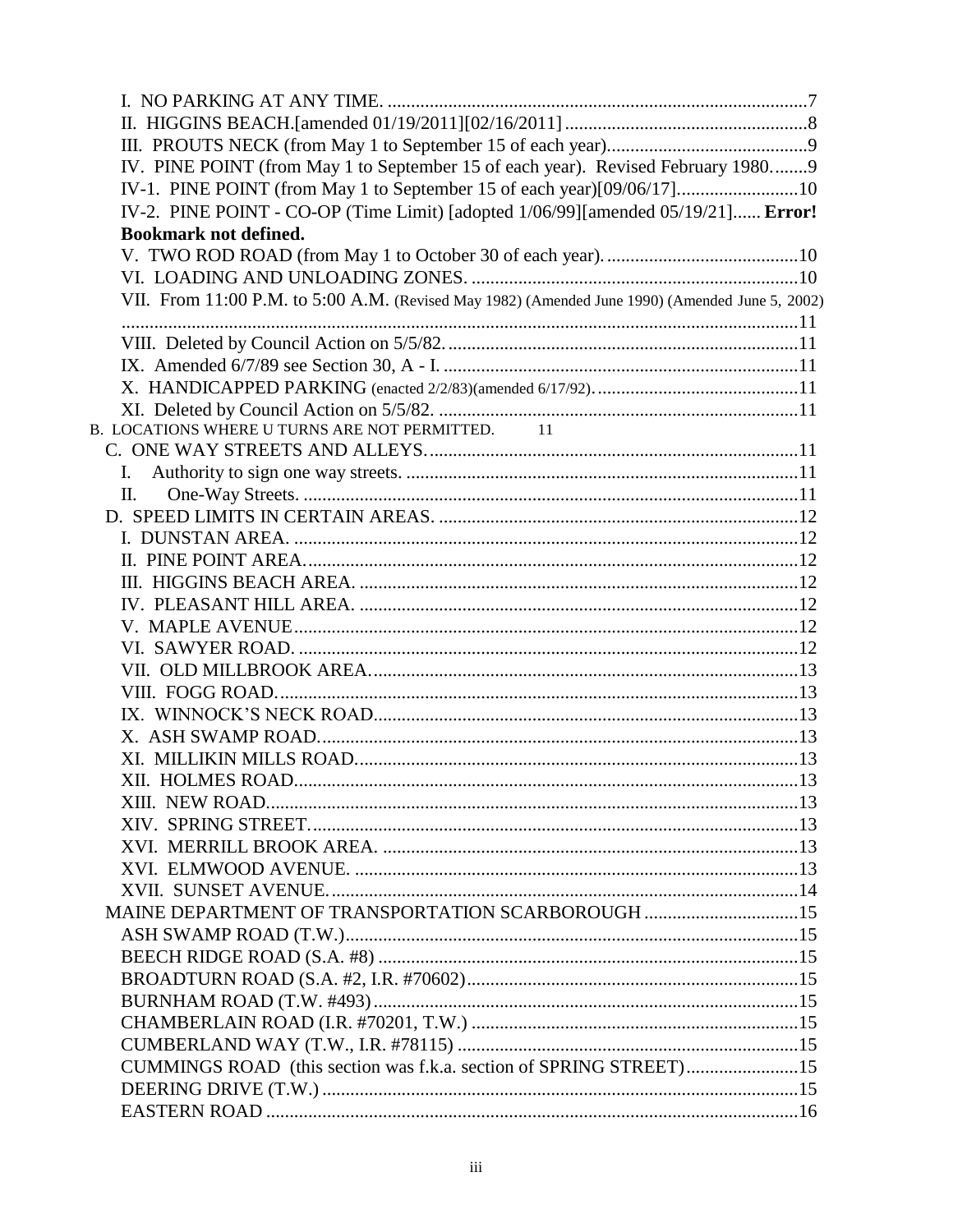I. NO PARKING AT ANY TIME. ....................................................................................7
II. HIGGINS BEACH.[amended 01/19/2011][02/16/2011] ....................................................8
III. PROUTS NECK (from May 1 to September 15 of each year)...........................................9
IV. PINE POINT (from May 1 to September 15 of each year). Revised February 1980........9
IV-1. PINE POINT (from May 1 to September 15 of each year)[09/06/17]..........................10
IV-2. PINE POINT - CO-OP (Time Limit) [adopted 1/06/99][amended 05/19/21]...... **Error! Bookmark not defined.**
V. TWO ROD ROAD (from May 1 to October 30 of each year)..........................................10
VI. LOADING AND UNLOADING ZONES. .....................................................................10
VII. From 11:00 P.M. to 5:00 A.M. (Revised May 1982) (Amended June 1990) (Amended June 5, 2002) ..................................................................................................................................11
VIII. Deleted by Council Action on 5/5/82. ...........................................................................11
IX. Amended 6/7/89 see Section 30, A - I. ...........................................................................11
X. HANDICAPPED PARKING (enacted 2/2/83)(amended 6/17/92)...........................................11
XI. Deleted by Council Action on 5/5/82. .............................................................................11
B. LOCATIONS WHERE U TURNS ARE NOT PERMITTED. 11
C. ONE WAY STREETS AND ALLEYS...............................................................................11
I. Authority to sign one way streets. ...................................................................................11
II. One-Way Streets. .........................................................................................................11
D. SPEED LIMITS IN CERTAIN AREAS. .............................................................................12
I. DUNSTAN AREA. ...........................................................................................................12
II. PINE POINT AREA..........................................................................................................12
III. HIGGINS BEACH AREA. ..............................................................................................12
IV. PLEASANT HILL AREA. ..............................................................................................12
V. MAPLE AVENUE............................................................................................................12
VI. SAWYER ROAD. ...........................................................................................................12
VII. OLD MILLBROOK AREA.............................................................................................13
VIII. FOGG ROAD................................................................................................................13
IX. WINNOCK'S NECK ROAD...........................................................................................13
X. ASH SWAMP ROAD.......................................................................................................13
XI. MILLIKIN MILLS ROAD...............................................................................................13
XII. HOLMES ROAD............................................................................................................13
XIII. NEW ROAD..................................................................................................................13
XIV. SPRING STREET..........................................................................................................13
XVI. MERRILL BROOK AREA. ..........................................................................................13
XVI. ELMWOOD AVENUE. ................................................................................................13
XVII. SUNSET AVENUE......................................................................................................14
MAINE DEPARTMENT OF TRANSPORTATION SCARBOROUGH .................................15
ASH SWAMP ROAD (T.W.)..................................................................................................15
BEECH RIDGE ROAD (S.A. #8) ..........................................................................................15
BROADTURN ROAD (S.A. #2, I.R. #70602).......................................................................15
BURNHAM ROAD (T.W. #493)...........................................................................................15
CHAMBERLAIN ROAD (I.R. #70201, T.W.) ......................................................................15
CUMBERLAND WAY (T.W., I.R. #78115) .........................................................................15
CUMMINGS ROAD (this section was f.k.a. section of SPRING STREET)........................15
DEERING DRIVE (T.W.) ......................................................................................................15
EASTERN ROAD ..................................................................................................................16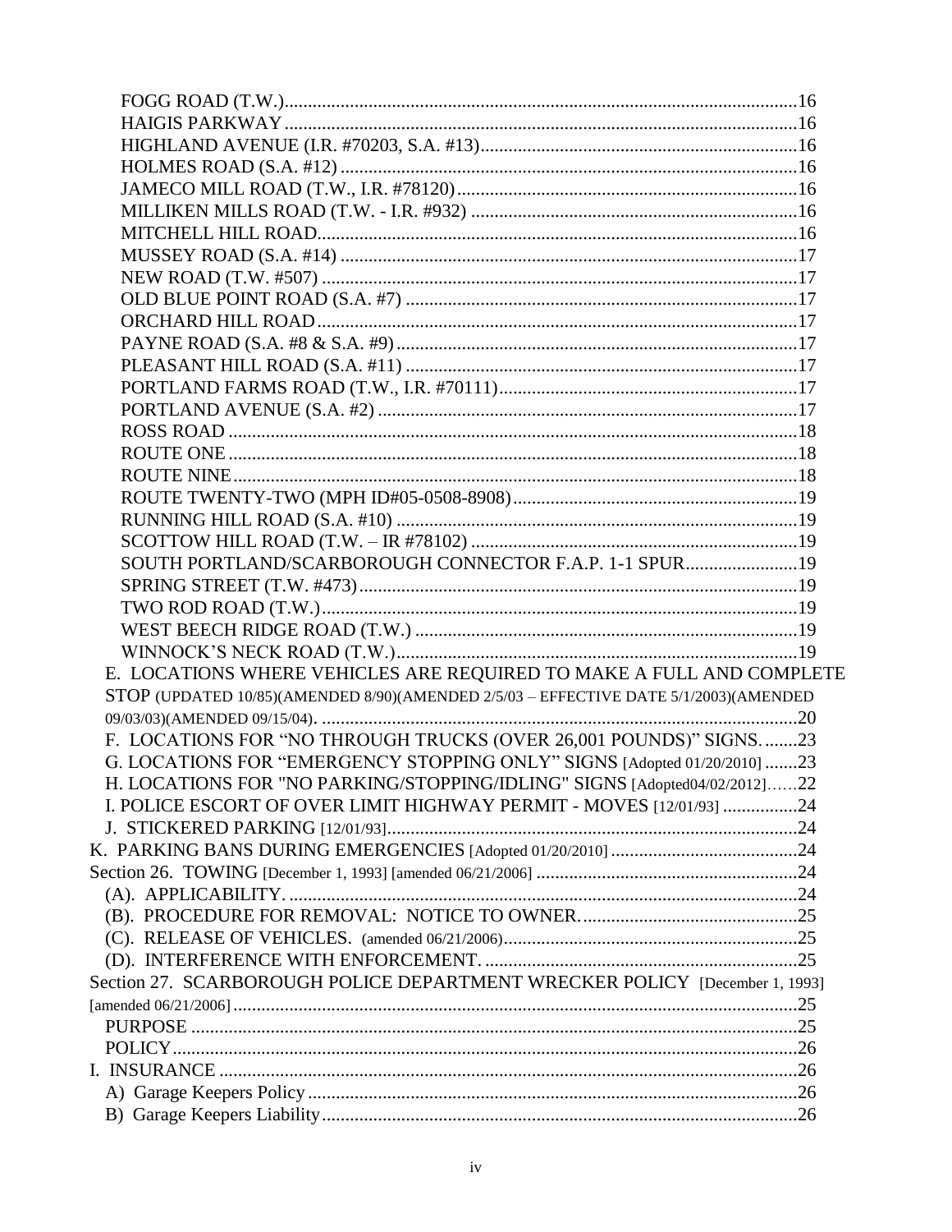FOGG ROAD (T.W.)....16
HAIGIS PARKWAY....16
HIGHLAND AVENUE (I.R. #70203, S.A. #13)....16
HOLMES ROAD (S.A. #12)....16
JAMECO MILL ROAD (T.W., I.R. #78120)....16
MILLIKEN MILLS ROAD (T.W. - I.R. #932)....16
MITCHELL HILL ROAD....16
MUSSEY ROAD (S.A. #14)....17
NEW ROAD (T.W. #507)....17
OLD BLUE POINT ROAD (S.A. #7)....17
ORCHARD HILL ROAD....17
PAYNE ROAD (S.A. #8 & S.A. #9)....17
PLEASANT HILL ROAD (S.A. #11)....17
PORTLAND FARMS ROAD (T.W., I.R. #70111)....17
PORTLAND AVENUE (S.A. #2)....17
ROSS ROAD....18
ROUTE ONE....18
ROUTE NINE....18
ROUTE TWENTY-TWO (MPH ID#05-0508-8908)....19
RUNNING HILL ROAD (S.A. #10)....19
SCOTTOW HILL ROAD (T.W. – IR #78102)....19
SOUTH PORTLAND/SCARBOROUGH CONNECTOR F.A.P. 1-1 SPUR....19
SPRING STREET (T.W. #473)....19
TWO ROD ROAD (T.W.)....19
WEST BEECH RIDGE ROAD (T.W.)....19
WINNOCK'S NECK ROAD (T.W.)....19

E. LOCATIONS WHERE VEHICLES ARE REQUIRED TO MAKE A FULL AND COMPLETE STOP (UPDATED 10/85)(AMENDED 8/90)(AMENDED 2/5/03 – EFFECTIVE DATE 5/1/2003)(AMENDED 09/03/03)(AMENDED 09/15/04)....20

F. LOCATIONS FOR "NO THROUGH TRUCKS (OVER 26,001 POUNDS)" SIGNS....23

G. LOCATIONS FOR "EMERGENCY STOPPING ONLY" SIGNS [Adopted 01/20/2010]....23

H. LOCATIONS FOR "NO PARKING/STOPPING/IDLING" SIGNS [Adopted04/02/2012]....22

I. POLICE ESCORT OF OVER LIMIT HIGHWAY PERMIT - MOVES [12/01/93]....24

J. STICKERED PARKING [12/01/93]....24

K. PARKING BANS DURING EMERGENCIES [Adopted 01/20/2010]....24

Section 26. TOWING [December 1, 1993] [amended 06/21/2006]....24

(A). APPLICABILITY....24
(B). PROCEDURE FOR REMOVAL: NOTICE TO OWNER....25
(C). RELEASE OF VEHICLES. (amended 06/21/2006)....25
(D). INTERFERENCE WITH ENFORCEMENT....25

Section 27. SCARBOROUGH POLICE DEPARTMENT WRECKER POLICY [December 1, 1993] [amended 06/21/2006]....25

PURPOSE....25
POLICY....26

I. INSURANCE....26

A) Garage Keepers Policy....26
B) Garage Keepers Liability....26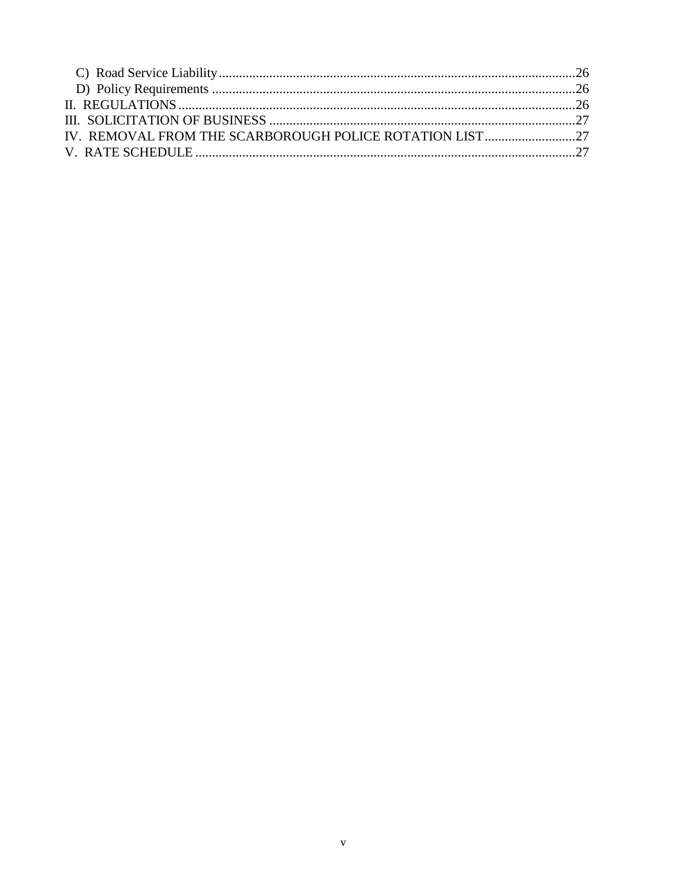C) Road Service Liability ....................................................................................................26
D) Policy Requirements .......................................................................................................26
II. REGULATIONS ...............................................................................................................26
III. SOLICITATION OF BUSINESS .....................................................................................27
IV. REMOVAL FROM THE SCARBOROUGH POLICE ROTATION LIST ...........................27
V. RATE SCHEDULE ............................................................................................................27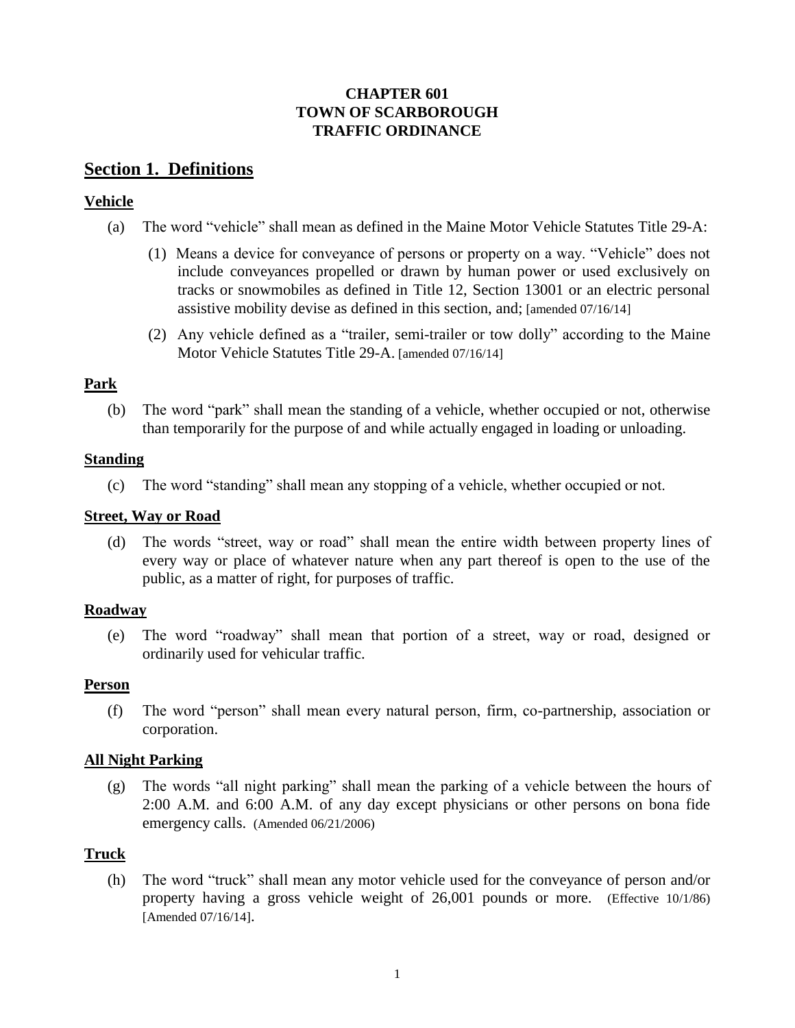**CHAPTER 601**
**TOWN OF SCARBOROUGH**
**TRAFFIC ORDINANCE**

## Section 1. Definitions

### Vehicle

(a) The word "vehicle" shall mean as defined in the Maine Motor Vehicle Statutes Title 29-A:

(1) Means a device for conveyance of persons or property on a way. "Vehicle" does not include conveyances propelled or drawn by human power or used exclusively on tracks or snowmobiles as defined in Title 12, Section 13001 or an electric personal assistive mobility devise as defined in this section, and; [amended 07/16/14]

(2) Any vehicle defined as a "trailer, semi-trailer or tow dolly" according to the Maine Motor Vehicle Statutes Title 29-A. [amended 07/16/14]

### Park

(b) The word "park" shall mean the standing of a vehicle, whether occupied or not, otherwise than temporarily for the purpose of and while actually engaged in loading or unloading.

### Standing

(c) The word "standing" shall mean any stopping of a vehicle, whether occupied or not.

### Street, Way or Road

(d) The words "street, way or road" shall mean the entire width between property lines of every way or place of whatever nature when any part thereof is open to the use of the public, as a matter of right, for purposes of traffic.

### Roadway

(e) The word "roadway" shall mean that portion of a street, way or road, designed or ordinarily used for vehicular traffic.

### Person

(f) The word "person" shall mean every natural person, firm, co-partnership, association or corporation.

### All Night Parking

(g) The words "all night parking" shall mean the parking of a vehicle between the hours of 2:00 A.M. and 6:00 A.M. of any day except physicians or other persons on bona fide emergency calls. (Amended 06/21/2006)

### Truck

(h) The word "truck" shall mean any motor vehicle used for the conveyance of person and/or property having a gross vehicle weight of 26,001 pounds or more. (Effective 10/1/86) [Amended 07/16/14].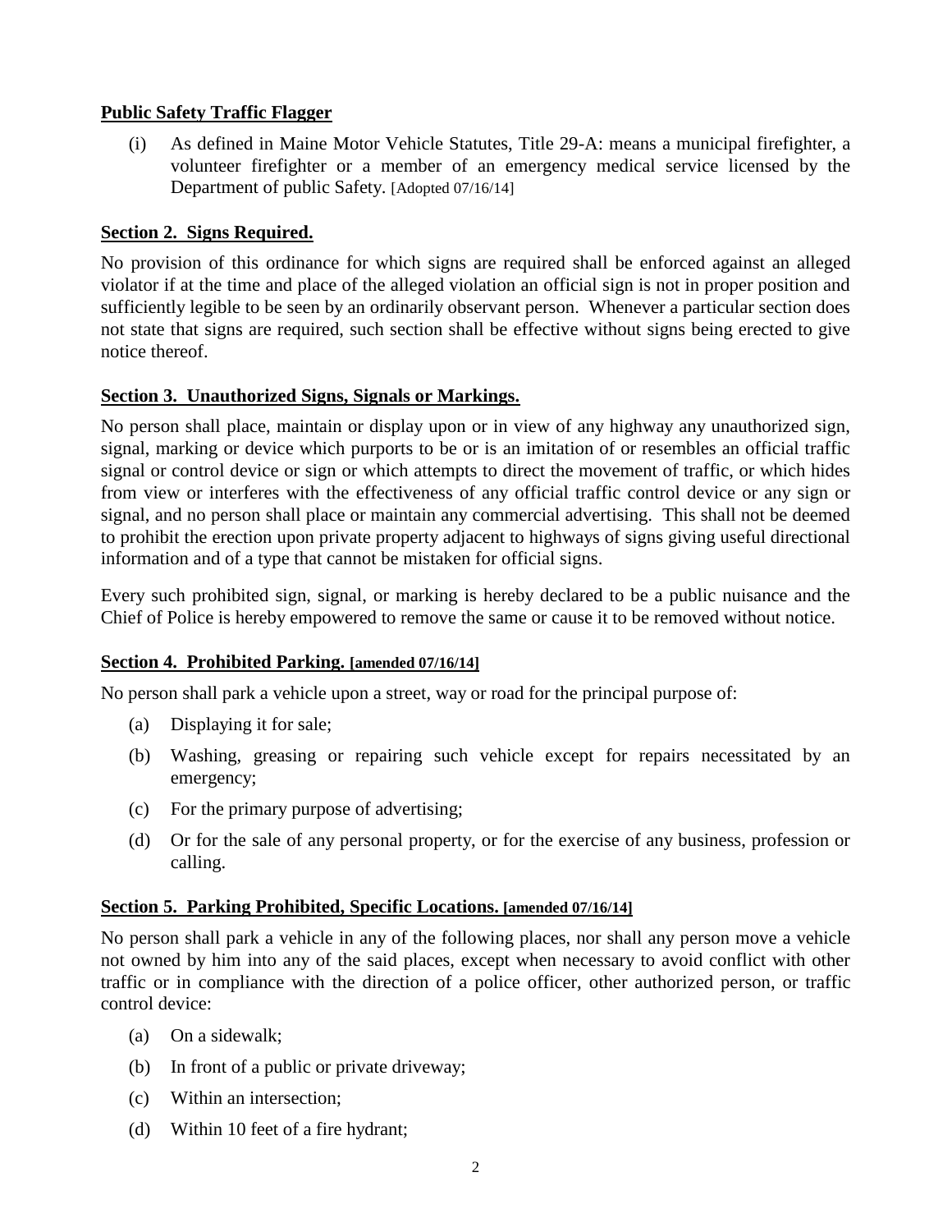**Public Safety Traffic Flagger**

(i) As defined in Maine Motor Vehicle Statutes, Title 29-A: means a municipal firefighter, a volunteer firefighter or a member of an emergency medical service licensed by the Department of public Safety. [Adopted 07/16/14]

**Section 2. Signs Required.**

No provision of this ordinance for which signs are required shall be enforced against an alleged violator if at the time and place of the alleged violation an official sign is not in proper position and sufficiently legible to be seen by an ordinarily observant person. Whenever a particular section does not state that signs are required, such section shall be effective without signs being erected to give notice thereof.

**Section 3. Unauthorized Signs, Signals or Markings.**

No person shall place, maintain or display upon or in view of any highway any unauthorized sign, signal, marking or device which purports to be or is an imitation of or resembles an official traffic signal or control device or sign or which attempts to direct the movement of traffic, or which hides from view or interferes with the effectiveness of any official traffic control device or any sign or signal, and no person shall place or maintain any commercial advertising. This shall not be deemed to prohibit the erection upon private property adjacent to highways of signs giving useful directional information and of a type that cannot be mistaken for official signs.

Every such prohibited sign, signal, or marking is hereby declared to be a public nuisance and the Chief of Police is hereby empowered to remove the same or cause it to be removed without notice.

**Section 4. Prohibited Parking. [amended 07/16/14]**

No person shall park a vehicle upon a street, way or road for the principal purpose of:

(a) Displaying it for sale;

(b) Washing, greasing or repairing such vehicle except for repairs necessitated by an emergency;

(c) For the primary purpose of advertising;

(d) Or for the sale of any personal property, or for the exercise of any business, profession or calling.

**Section 5. Parking Prohibited, Specific Locations. [amended 07/16/14]**

No person shall park a vehicle in any of the following places, nor shall any person move a vehicle not owned by him into any of the said places, except when necessary to avoid conflict with other traffic or in compliance with the direction of a police officer, other authorized person, or traffic control device:

(a) On a sidewalk;

(b) In front of a public or private driveway;

(c) Within an intersection;

(d) Within 10 feet of a fire hydrant;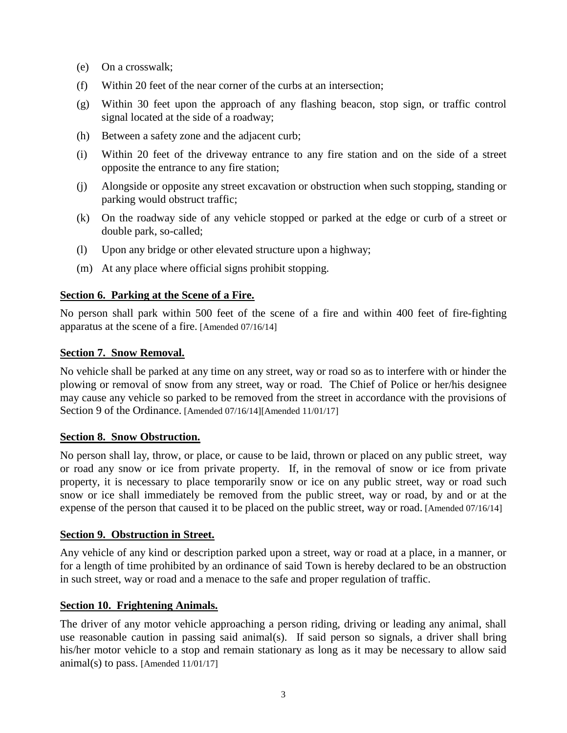(e) On a crosswalk;

(f) Within 20 feet of the near corner of the curbs at an intersection;

(g) Within 30 feet upon the approach of any flashing beacon, stop sign, or traffic control signal located at the side of a roadway;

(h) Between a safety zone and the adjacent curb;

(i) Within 20 feet of the driveway entrance to any fire station and on the side of a street opposite the entrance to any fire station;

(j) Alongside or opposite any street excavation or obstruction when such stopping, standing or parking would obstruct traffic;

(k) On the roadway side of any vehicle stopped or parked at the edge or curb of a street or double park, so-called;

(l) Upon any bridge or other elevated structure upon a highway;

(m) At any place where official signs prohibit stopping.

**Section 6. Parking at the Scene of a Fire.**

No person shall park within 500 feet of the scene of a fire and within 400 feet of fire-fighting apparatus at the scene of a fire. [Amended 07/16/14]

**Section 7. Snow Removal.**

No vehicle shall be parked at any time on any street, way or road so as to interfere with or hinder the plowing or removal of snow from any street, way or road. The Chief of Police or her/his designee may cause any vehicle so parked to be removed from the street in accordance with the provisions of Section 9 of the Ordinance. [Amended 07/16/14][Amended 11/01/17]

**Section 8. Snow Obstruction.**

No person shall lay, throw, or place, or cause to be laid, thrown or placed on any public street, way or road any snow or ice from private property. If, in the removal of snow or ice from private property, it is necessary to place temporarily snow or ice on any public street, way or road such snow or ice shall immediately be removed from the public street, way or road, by and or at the expense of the person that caused it to be placed on the public street, way or road. [Amended 07/16/14]

**Section 9. Obstruction in Street.**

Any vehicle of any kind or description parked upon a street, way or road at a place, in a manner, or for a length of time prohibited by an ordinance of said Town is hereby declared to be an obstruction in such street, way or road and a menace to the safe and proper regulation of traffic.

**Section 10. Frightening Animals.**

The driver of any motor vehicle approaching a person riding, driving or leading any animal, shall use reasonable caution in passing said animal(s). If said person so signals, a driver shall bring his/her motor vehicle to a stop and remain stationary as long as it may be necessary to allow said animal(s) to pass. [Amended 11/01/17]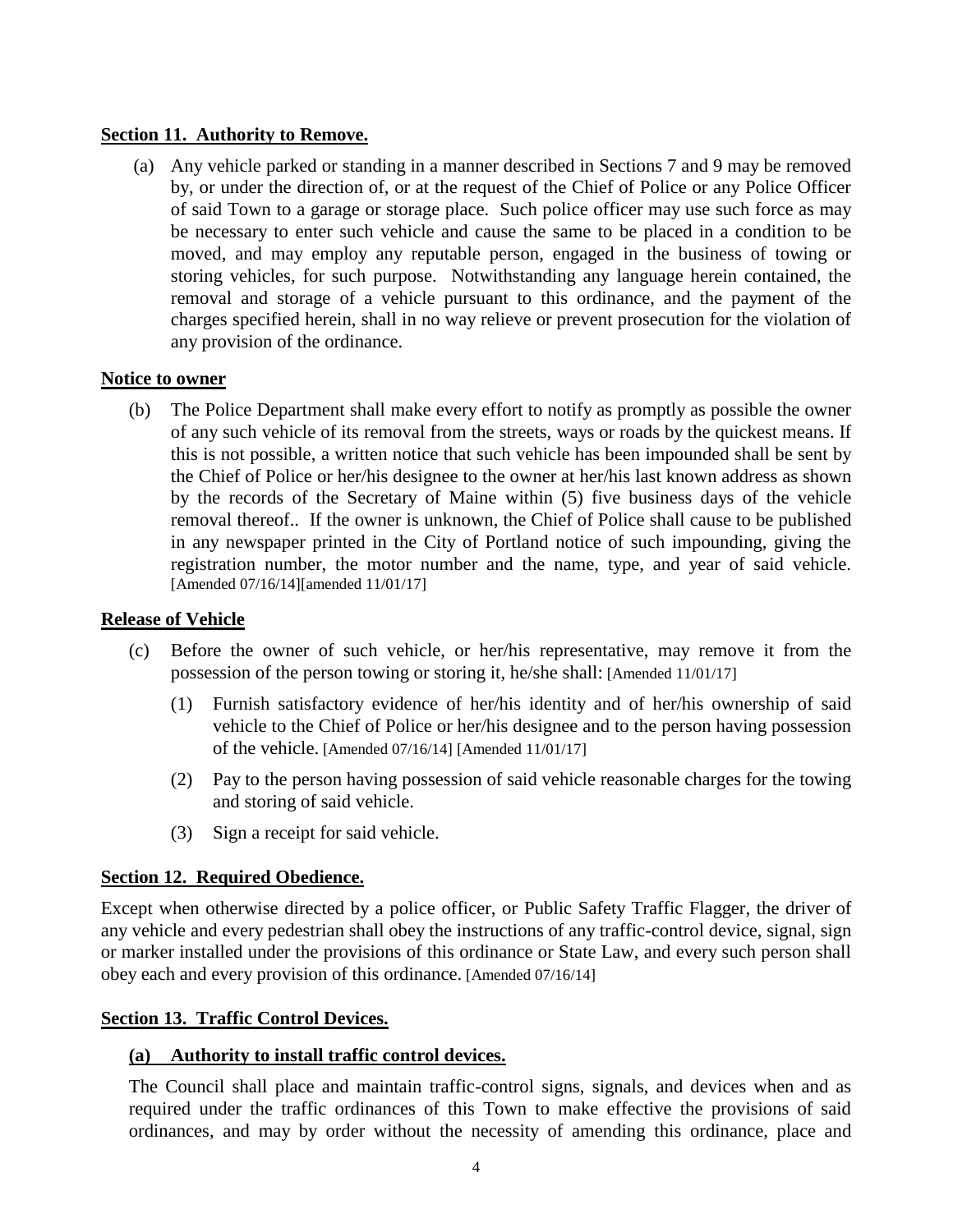**Section 11. Authority to Remove.**

(a) Any vehicle parked or standing in a manner described in Sections 7 and 9 may be removed by, or under the direction of, or at the request of the Chief of Police or any Police Officer of said Town to a garage or storage place. Such police officer may use such force as may be necessary to enter such vehicle and cause the same to be placed in a condition to be moved, and may employ any reputable person, engaged in the business of towing or storing vehicles, for such purpose. Notwithstanding any language herein contained, the removal and storage of a vehicle pursuant to this ordinance, and the payment of the charges specified herein, shall in no way relieve or prevent prosecution for the violation of any provision of the ordinance.

**Notice to owner**

(b) The Police Department shall make every effort to notify as promptly as possible the owner of any such vehicle of its removal from the streets, ways or roads by the quickest means. If this is not possible, a written notice that such vehicle has been impounded shall be sent by the Chief of Police or her/his designee to the owner at her/his last known address as shown by the records of the Secretary of Maine within (5) five business days of the vehicle removal thereof.. If the owner is unknown, the Chief of Police shall cause to be published in any newspaper printed in the City of Portland notice of such impounding, giving the registration number, the motor number and the name, type, and year of said vehicle. [Amended 07/16/14][amended 11/01/17]

**Release of Vehicle**

(c) Before the owner of such vehicle, or her/his representative, may remove it from the possession of the person towing or storing it, he/she shall: [Amended 11/01/17]

(1) Furnish satisfactory evidence of her/his identity and of her/his ownership of said vehicle to the Chief of Police or her/his designee and to the person having possession of the vehicle. [Amended 07/16/14] [Amended 11/01/17]

(2) Pay to the person having possession of said vehicle reasonable charges for the towing and storing of said vehicle.

(3) Sign a receipt for said vehicle.

**Section 12. Required Obedience.**

Except when otherwise directed by a police officer, or Public Safety Traffic Flagger, the driver of any vehicle and every pedestrian shall obey the instructions of any traffic-control device, signal, sign or marker installed under the provisions of this ordinance or State Law, and every such person shall obey each and every provision of this ordinance. [Amended 07/16/14]

**Section 13. Traffic Control Devices.**

**(a) Authority to install traffic control devices.**

The Council shall place and maintain traffic-control signs, signals, and devices when and as required under the traffic ordinances of this Town to make effective the provisions of said ordinances, and may by order without the necessity of amending this ordinance, place and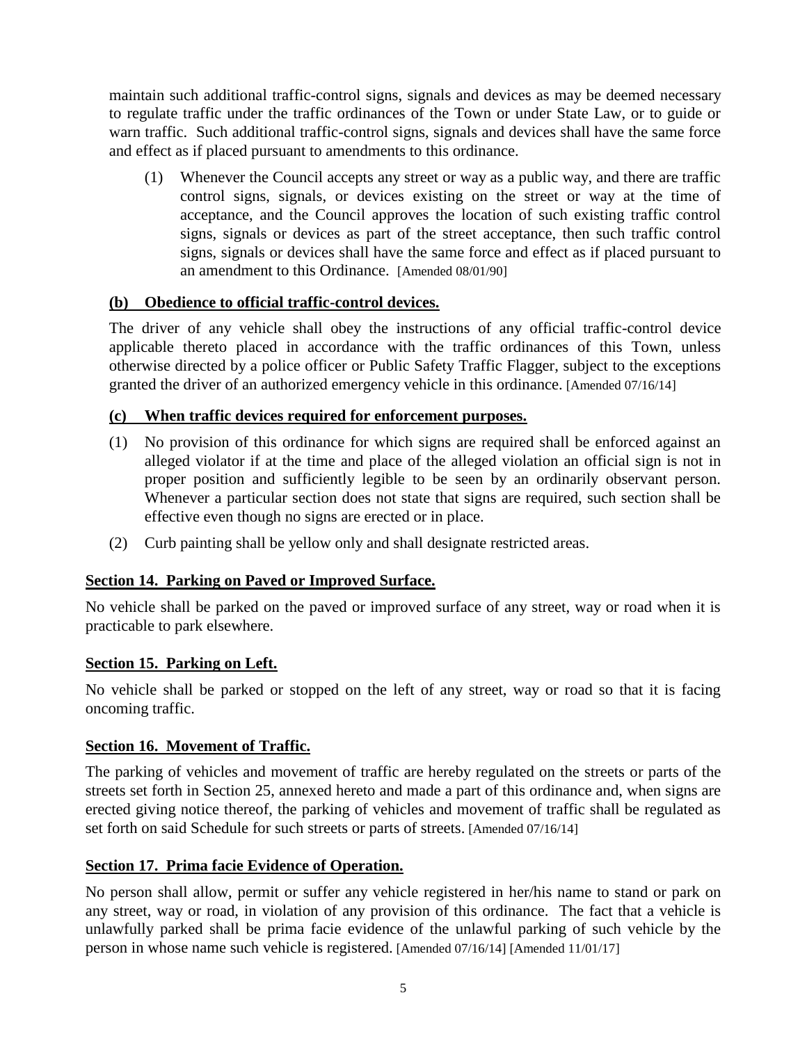maintain such additional traffic-control signs, signals and devices as may be deemed necessary to regulate traffic under the traffic ordinances of the Town or under State Law, or to guide or warn traffic. Such additional traffic-control signs, signals and devices shall have the same force and effect as if placed pursuant to amendments to this ordinance.

(1) Whenever the Council accepts any street or way as a public way, and there are traffic control signs, signals, or devices existing on the street or way at the time of acceptance, and the Council approves the location of such existing traffic control signs, signals or devices as part of the street acceptance, then such traffic control signs, signals or devices shall have the same force and effect as if placed pursuant to an amendment to this Ordinance. [Amended 08/01/90]

**(b) Obedience to official traffic-control devices.**

The driver of any vehicle shall obey the instructions of any official traffic-control device applicable thereto placed in accordance with the traffic ordinances of this Town, unless otherwise directed by a police officer or Public Safety Traffic Flagger, subject to the exceptions granted the driver of an authorized emergency vehicle in this ordinance. [Amended 07/16/14]

**(c) When traffic devices required for enforcement purposes.**

(1) No provision of this ordinance for which signs are required shall be enforced against an alleged violator if at the time and place of the alleged violation an official sign is not in proper position and sufficiently legible to be seen by an ordinarily observant person. Whenever a particular section does not state that signs are required, such section shall be effective even though no signs are erected or in place.

(2) Curb painting shall be yellow only and shall designate restricted areas.

**Section 14. Parking on Paved or Improved Surface.**

No vehicle shall be parked on the paved or improved surface of any street, way or road when it is practicable to park elsewhere.

**Section 15. Parking on Left.**

No vehicle shall be parked or stopped on the left of any street, way or road so that it is facing oncoming traffic.

**Section 16. Movement of Traffic.**

The parking of vehicles and movement of traffic are hereby regulated on the streets or parts of the streets set forth in Section 25, annexed hereto and made a part of this ordinance and, when signs are erected giving notice thereof, the parking of vehicles and movement of traffic shall be regulated as set forth on said Schedule for such streets or parts of streets. [Amended 07/16/14]

**Section 17. Prima facie Evidence of Operation.**

No person shall allow, permit or suffer any vehicle registered in her/his name to stand or park on any street, way or road, in violation of any provision of this ordinance. The fact that a vehicle is unlawfully parked shall be prima facie evidence of the unlawful parking of such vehicle by the person in whose name such vehicle is registered. [Amended 07/16/14] [Amended 11/01/17]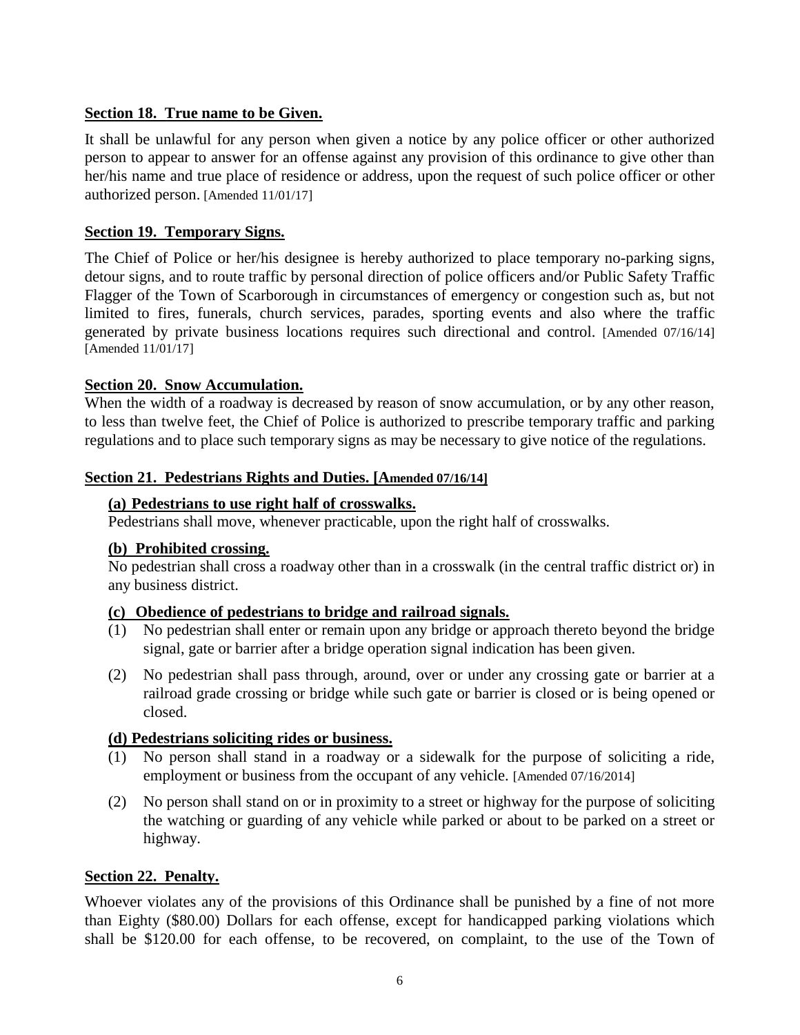## Section 18. True name to be Given.

It shall be unlawful for any person when given a notice by any police officer or other authorized person to appear to answer for an offense against any provision of this ordinance to give other than her/his name and true place of residence or address, upon the request of such police officer or other authorized person. [Amended 11/01/17]

## Section 19. Temporary Signs.

The Chief of Police or her/his designee is hereby authorized to place temporary no-parking signs, detour signs, and to route traffic by personal direction of police officers and/or Public Safety Traffic Flagger of the Town of Scarborough in circumstances of emergency or congestion such as, but not limited to fires, funerals, church services, parades, sporting events and also where the traffic generated by private business locations requires such directional and control. [Amended 07/16/14] [Amended 11/01/17]

## Section 20. Snow Accumulation.

When the width of a roadway is decreased by reason of snow accumulation, or by any other reason, to less than twelve feet, the Chief of Police is authorized to prescribe temporary traffic and parking regulations and to place such temporary signs as may be necessary to give notice of the regulations.

## Section 21. Pedestrians Rights and Duties. [Amended 07/16/14]

### (a) Pedestrians to use right half of crosswalks.

Pedestrians shall move, whenever practicable, upon the right half of crosswalks.

### (b) Prohibited crossing.

No pedestrian shall cross a roadway other than in a crosswalk (in the central traffic district or) in any business district.

### (c) Obedience of pedestrians to bridge and railroad signals.

(1) No pedestrian shall enter or remain upon any bridge or approach thereto beyond the bridge signal, gate or barrier after a bridge operation signal indication has been given.

(2) No pedestrian shall pass through, around, over or under any crossing gate or barrier at a railroad grade crossing or bridge while such gate or barrier is closed or is being opened or closed.

### (d) Pedestrians soliciting rides or business.

(1) No person shall stand in a roadway or a sidewalk for the purpose of soliciting a ride, employment or business from the occupant of any vehicle. [Amended 07/16/2014]

(2) No person shall stand on or in proximity to a street or highway for the purpose of soliciting the watching or guarding of any vehicle while parked or about to be parked on a street or highway.

## Section 22. Penalty.

Whoever violates any of the provisions of this Ordinance shall be punished by a fine of not more than Eighty ($80.00) Dollars for each offense, except for handicapped parking violations which shall be $120.00 for each offense, to be recovered, on complaint, to the use of the Town of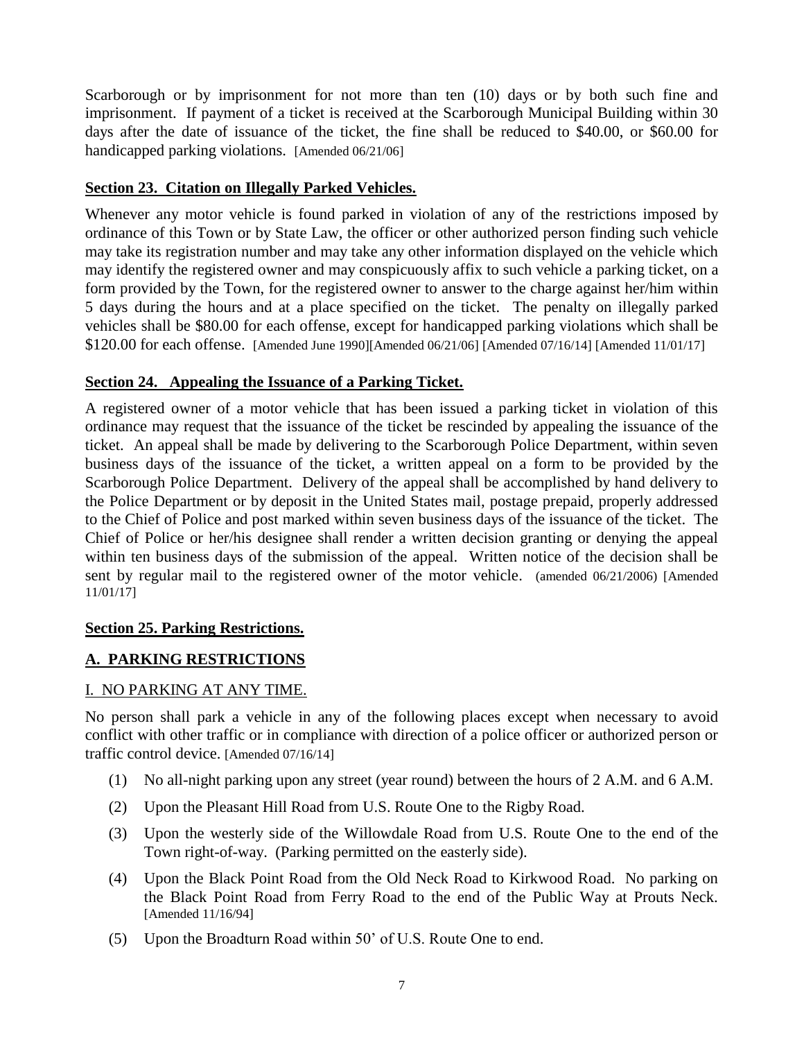Scarborough or by imprisonment for not more than ten (10) days or by both such fine and imprisonment. If payment of a ticket is received at the Scarborough Municipal Building within 30 days after the date of issuance of the ticket, the fine shall be reduced to $40.00, or $60.00 for handicapped parking violations. [Amended 06/21/06]

**Section 23. Citation on Illegally Parked Vehicles.**

Whenever any motor vehicle is found parked in violation of any of the restrictions imposed by ordinance of this Town or by State Law, the officer or other authorized person finding such vehicle may take its registration number and may take any other information displayed on the vehicle which may identify the registered owner and may conspicuously affix to such vehicle a parking ticket, on a form provided by the Town, for the registered owner to answer to the charge against her/him within 5 days during the hours and at a place specified on the ticket. The penalty on illegally parked vehicles shall be $80.00 for each offense, except for handicapped parking violations which shall be $120.00 for each offense. [Amended June 1990][Amended 06/21/06] [Amended 07/16/14] [Amended 11/01/17]

**Section 24. Appealing the Issuance of a Parking Ticket.**

A registered owner of a motor vehicle that has been issued a parking ticket in violation of this ordinance may request that the issuance of the ticket be rescinded by appealing the issuance of the ticket. An appeal shall be made by delivering to the Scarborough Police Department, within seven business days of the issuance of the ticket, a written appeal on a form to be provided by the Scarborough Police Department. Delivery of the appeal shall be accomplished by hand delivery to the Police Department or by deposit in the United States mail, postage prepaid, properly addressed to the Chief of Police and post marked within seven business days of the issuance of the ticket. The Chief of Police or her/his designee shall render a written decision granting or denying the appeal within ten business days of the submission of the appeal. Written notice of the decision shall be sent by regular mail to the registered owner of the motor vehicle. (amended 06/21/2006) [Amended 11/01/17]

**Section 25. Parking Restrictions.**

**A. PARKING RESTRICTIONS**

I. NO PARKING AT ANY TIME.

No person shall park a vehicle in any of the following places except when necessary to avoid conflict with other traffic or in compliance with direction of a police officer or authorized person or traffic control device. [Amended 07/16/14]

(1) No all-night parking upon any street (year round) between the hours of 2 A.M. and 6 A.M.

(2) Upon the Pleasant Hill Road from U.S. Route One to the Rigby Road.

(3) Upon the westerly side of the Willowdale Road from U.S. Route One to the end of the Town right-of-way. (Parking permitted on the easterly side).

(4) Upon the Black Point Road from the Old Neck Road to Kirkwood Road. No parking on the Black Point Road from Ferry Road to the end of the Public Way at Prouts Neck. [Amended 11/16/94]

(5) Upon the Broadturn Road within 50' of U.S. Route One to end.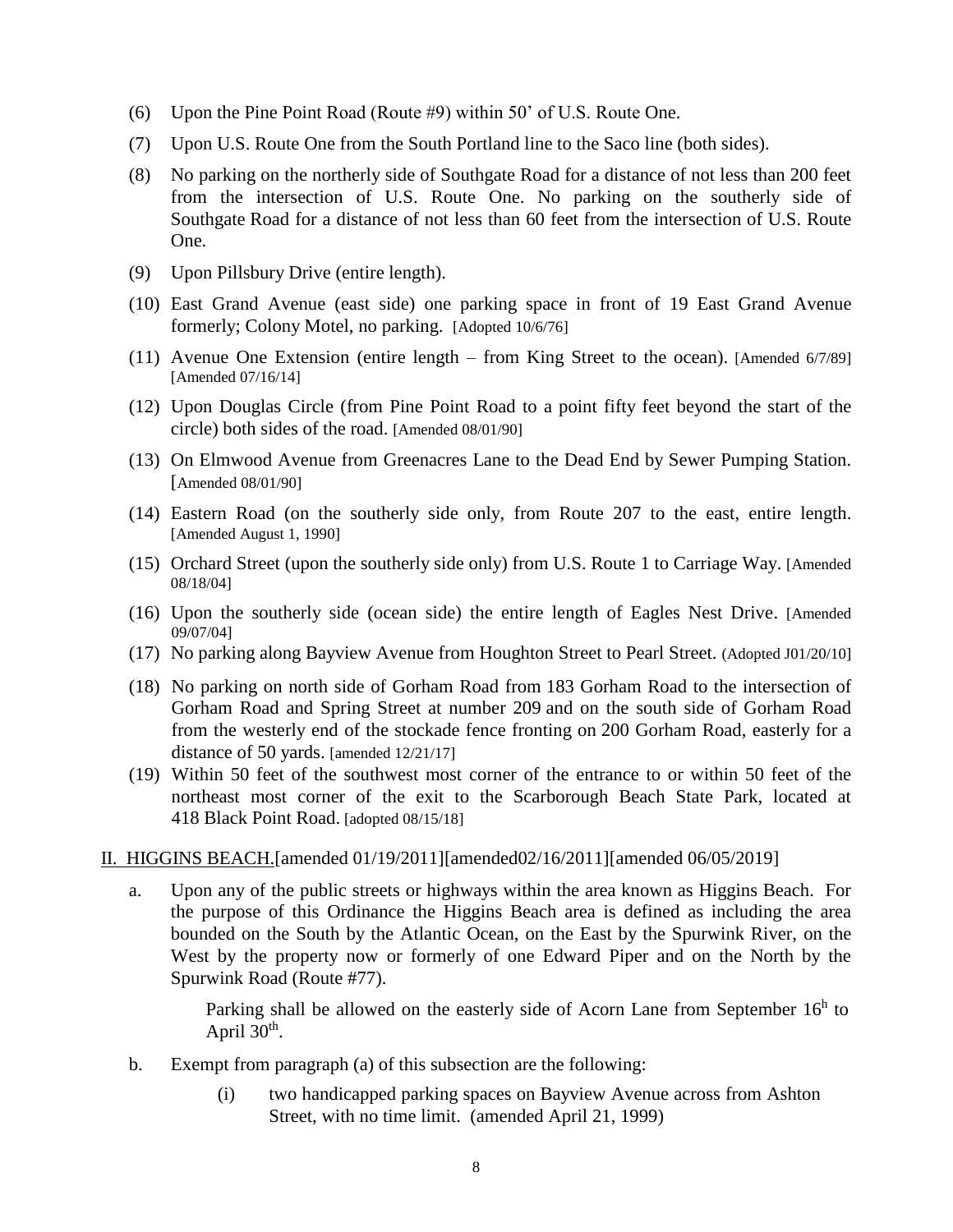(6) Upon the Pine Point Road (Route #9) within 50' of U.S. Route One.

(7) Upon U.S. Route One from the South Portland line to the Saco line (both sides).

(8) No parking on the northerly side of Southgate Road for a distance of not less than 200 feet from the intersection of U.S. Route One. No parking on the southerly side of Southgate Road for a distance of not less than 60 feet from the intersection of U.S. Route One.

(9) Upon Pillsbury Drive (entire length).

(10) East Grand Avenue (east side) one parking space in front of 19 East Grand Avenue formerly; Colony Motel, no parking. [Adopted 10/6/76]

(11) Avenue One Extension (entire length – from King Street to the ocean). [Amended 6/7/89] [Amended 07/16/14]

(12) Upon Douglas Circle (from Pine Point Road to a point fifty feet beyond the start of the circle) both sides of the road. [Amended 08/01/90]

(13) On Elmwood Avenue from Greenacres Lane to the Dead End by Sewer Pumping Station. [Amended 08/01/90]

(14) Eastern Road (on the southerly side only, from Route 207 to the east, entire length. [Amended August 1, 1990]

(15) Orchard Street (upon the southerly side only) from U.S. Route 1 to Carriage Way. [Amended 08/18/04]

(16) Upon the southerly side (ocean side) the entire length of Eagles Nest Drive. [Amended 09/07/04]

(17) No parking along Bayview Avenue from Houghton Street to Pearl Street. (Adopted J01/20/10]

(18) No parking on north side of Gorham Road from 183 Gorham Road to the intersection of Gorham Road and Spring Street at number 209 and on the south side of Gorham Road from the westerly end of the stockade fence fronting on 200 Gorham Road, easterly for a distance of 50 yards. [amended 12/21/17]

(19) Within 50 feet of the southwest most corner of the entrance to or within 50 feet of the northeast most corner of the exit to the Scarborough Beach State Park, located at 418 Black Point Road. [adopted 08/15/18]

II. HIGGINS BEACH.[amended 01/19/2011][amended02/16/2011][amended 06/05/2019]

a. Upon any of the public streets or highways within the area known as Higgins Beach. For the purpose of this Ordinance the Higgins Beach area is defined as including the area bounded on the South by the Atlantic Ocean, on the East by the Spurwink River, on the West by the property now or formerly of one Edward Piper and on the North by the Spurwink Road (Route #77).

   Parking shall be allowed on the easterly side of Acorn Lane from September 16h to April 30th.

b. Exempt from paragraph (a) of this subsection are the following:

   (i) two handicapped parking spaces on Bayview Avenue across from Ashton Street, with no time limit. (amended April 21, 1999)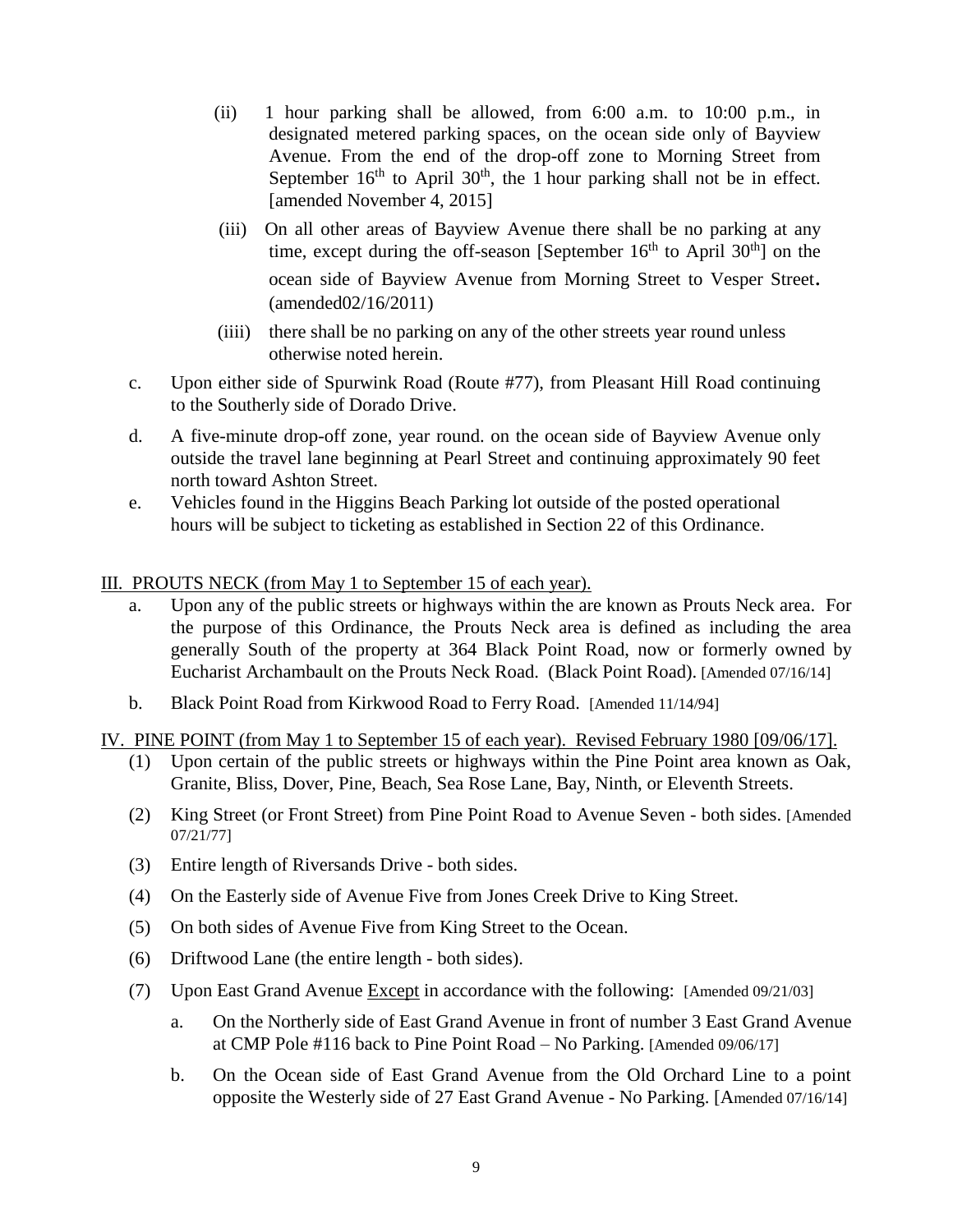(ii) 1 hour parking shall be allowed, from 6:00 a.m. to 10:00 p.m., in designated metered parking spaces, on the ocean side only of Bayview Avenue. From the end of the drop-off zone to Morning Street from September 16th to April 30th, the 1 hour parking shall not be in effect. [amended November 4, 2015]

(iii) On all other areas of Bayview Avenue there shall be no parking at any time, except during the off-season [September 16th to April 30th] on the ocean side of Bayview Avenue from Morning Street to Vesper Street. (amended02/16/2011)

(iiii) there shall be no parking on any of the other streets year round unless otherwise noted herein.

c. Upon either side of Spurwink Road (Route #77), from Pleasant Hill Road continuing to the Southerly side of Dorado Drive.

d. A five-minute drop-off zone, year round. on the ocean side of Bayview Avenue only outside the travel lane beginning at Pearl Street and continuing approximately 90 feet north toward Ashton Street.

e. Vehicles found in the Higgins Beach Parking lot outside of the posted operational hours will be subject to ticketing as established in Section 22 of this Ordinance.

III. PROUTS NECK (from May 1 to September 15 of each year).

a. Upon any of the public streets or highways within the are known as Prouts Neck area. For the purpose of this Ordinance, the Prouts Neck area is defined as including the area generally South of the property at 364 Black Point Road, now or formerly owned by Eucharist Archambault on the Prouts Neck Road. (Black Point Road). [Amended 07/16/14]

b. Black Point Road from Kirkwood Road to Ferry Road. [Amended 11/14/94]

IV. PINE POINT (from May 1 to September 15 of each year). Revised February 1980 [09/06/17].

(1) Upon certain of the public streets or highways within the Pine Point area known as Oak, Granite, Bliss, Dover, Pine, Beach, Sea Rose Lane, Bay, Ninth, or Eleventh Streets.

(2) King Street (or Front Street) from Pine Point Road to Avenue Seven - both sides. [Amended 07/21/77]

(3) Entire length of Riversands Drive - both sides.

(4) On the Easterly side of Avenue Five from Jones Creek Drive to King Street.

(5) On both sides of Avenue Five from King Street to the Ocean.

(6) Driftwood Lane (the entire length - both sides).

(7) Upon East Grand Avenue Except in accordance with the following: [Amended 09/21/03]

a. On the Northerly side of East Grand Avenue in front of number 3 East Grand Avenue at CMP Pole #116 back to Pine Point Road – No Parking. [Amended 09/06/17]

b. On the Ocean side of East Grand Avenue from the Old Orchard Line to a point opposite the Westerly side of 27 East Grand Avenue - No Parking. [Amended 07/16/14]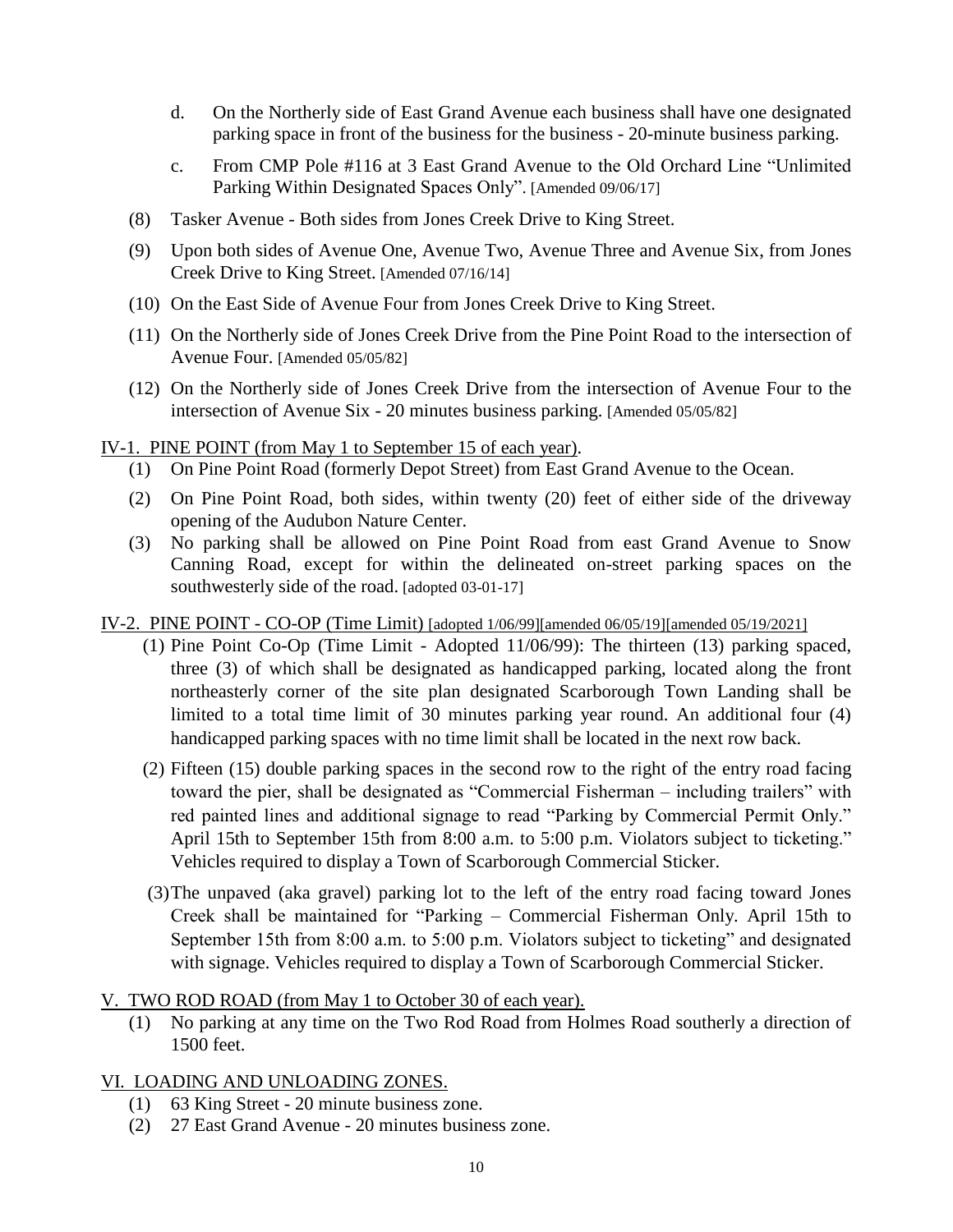d. On the Northerly side of East Grand Avenue each business shall have one designated parking space in front of the business for the business - 20-minute business parking.

c. From CMP Pole #116 at 3 East Grand Avenue to the Old Orchard Line "Unlimited Parking Within Designated Spaces Only". [Amended 09/06/17]

(8) Tasker Avenue - Both sides from Jones Creek Drive to King Street.

(9) Upon both sides of Avenue One, Avenue Two, Avenue Three and Avenue Six, from Jones Creek Drive to King Street. [Amended 07/16/14]

(10) On the East Side of Avenue Four from Jones Creek Drive to King Street.

(11) On the Northerly side of Jones Creek Drive from the Pine Point Road to the intersection of Avenue Four. [Amended 05/05/82]

(12) On the Northerly side of Jones Creek Drive from the intersection of Avenue Four to the intersection of Avenue Six - 20 minutes business parking. [Amended 05/05/82]

IV-1. PINE POINT (from May 1 to September 15 of each year).

(1) On Pine Point Road (formerly Depot Street) from East Grand Avenue to the Ocean.

(2) On Pine Point Road, both sides, within twenty (20) feet of either side of the driveway opening of the Audubon Nature Center.

(3) No parking shall be allowed on Pine Point Road from east Grand Avenue to Snow Canning Road, except for within the delineated on-street parking spaces on the southwesterly side of the road. [adopted 03-01-17]

IV-2. PINE POINT - CO-OP (Time Limit) [adopted 1/06/99][amended 06/05/19][amended 05/19/2021]

(1) Pine Point Co-Op (Time Limit - Adopted 11/06/99): The thirteen (13) parking spaced, three (3) of which shall be designated as handicapped parking, located along the front northeasterly corner of the site plan designated Scarborough Town Landing shall be limited to a total time limit of 30 minutes parking year round. An additional four (4) handicapped parking spaces with no time limit shall be located in the next row back.

(2) Fifteen (15) double parking spaces in the second row to the right of the entry road facing toward the pier, shall be designated as "Commercial Fisherman – including trailers" with red painted lines and additional signage to read "Parking by Commercial Permit Only." April 15th to September 15th from 8:00 a.m. to 5:00 p.m. Violators subject to ticketing." Vehicles required to display a Town of Scarborough Commercial Sticker.

(3) The unpaved (aka gravel) parking lot to the left of the entry road facing toward Jones Creek shall be maintained for "Parking – Commercial Fisherman Only. April 15th to September 15th from 8:00 a.m. to 5:00 p.m. Violators subject to ticketing" and designated with signage. Vehicles required to display a Town of Scarborough Commercial Sticker.

V. TWO ROD ROAD (from May 1 to October 30 of each year).

(1) No parking at any time on the Two Rod Road from Holmes Road southerly a direction of 1500 feet.

VI. LOADING AND UNLOADING ZONES.

(1) 63 King Street - 20 minute business zone.

(2) 27 East Grand Avenue - 20 minutes business zone.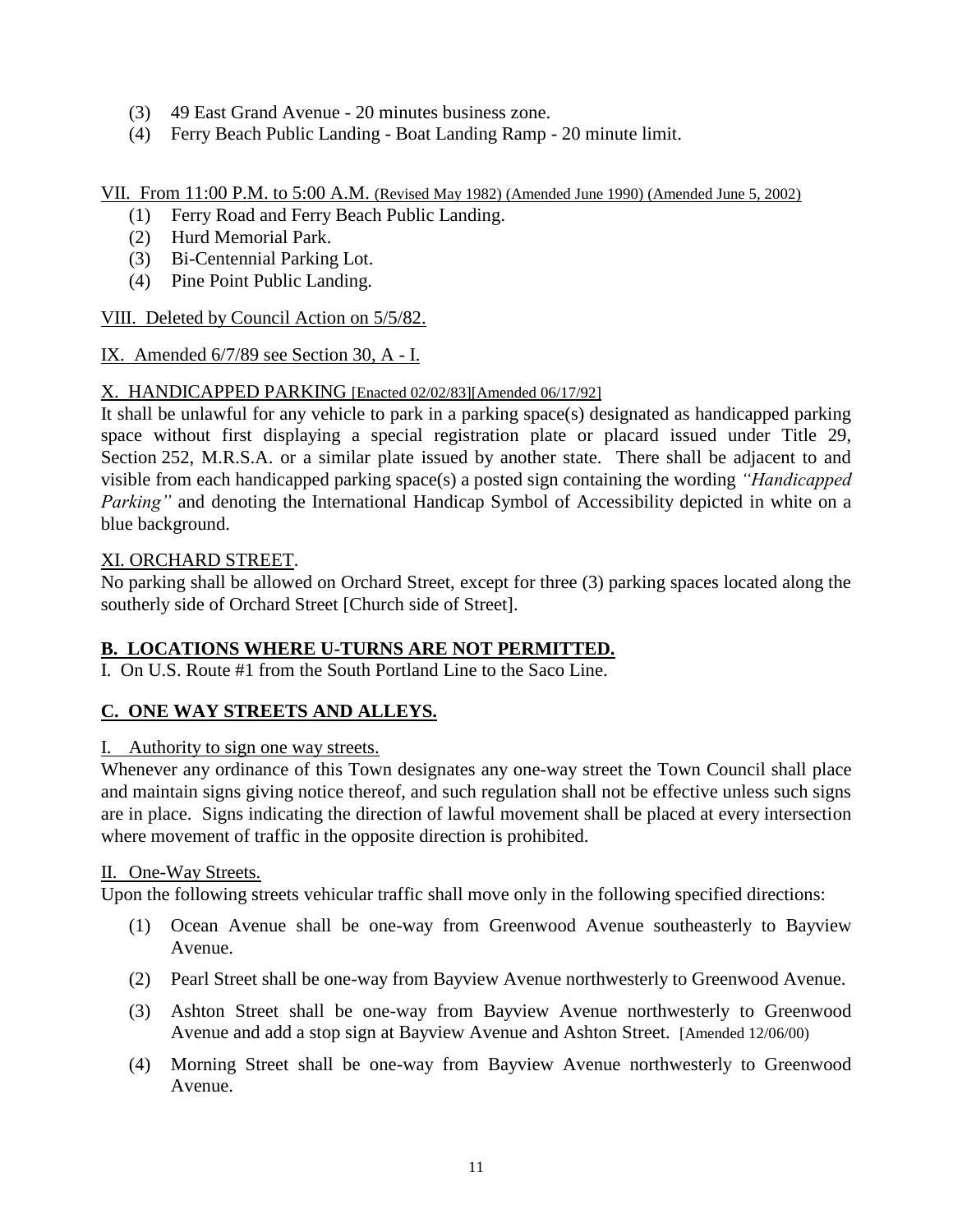(3) 49 East Grand Avenue - 20 minutes business zone.
(4) Ferry Beach Public Landing - Boat Landing Ramp - 20 minute limit.

VII. From 11:00 P.M. to 5:00 A.M. (Revised May 1982) (Amended June 1990) (Amended June 5, 2002)

(1) Ferry Road and Ferry Beach Public Landing.
(2) Hurd Memorial Park.
(3) Bi-Centennial Parking Lot.
(4) Pine Point Public Landing.

VIII. Deleted by Council Action on 5/5/82.

IX. Amended 6/7/89 see Section 30, A - I.

X. HANDICAPPED PARKING [Enacted 02/02/83][Amended 06/17/92]

It shall be unlawful for any vehicle to park in a parking space(s) designated as handicapped parking space without first displaying a special registration plate or placard issued under Title 29, Section 252, M.R.S.A. or a similar plate issued by another state. There shall be adjacent to and visible from each handicapped parking space(s) a posted sign containing the wording *"Handicapped Parking"* and denoting the International Handicap Symbol of Accessibility depicted in white on a blue background.

XI. ORCHARD STREET.

No parking shall be allowed on Orchard Street, except for three (3) parking spaces located along the southerly side of Orchard Street [Church side of Street].

## B. LOCATIONS WHERE U-TURNS ARE NOT PERMITTED.

I. On U.S. Route #1 from the South Portland Line to the Saco Line.

## C. ONE WAY STREETS AND ALLEYS.

I. Authority to sign one way streets.

Whenever any ordinance of this Town designates any one-way street the Town Council shall place and maintain signs giving notice thereof, and such regulation shall not be effective unless such signs are in place. Signs indicating the direction of lawful movement shall be placed at every intersection where movement of traffic in the opposite direction is prohibited.

II. One-Way Streets.

Upon the following streets vehicular traffic shall move only in the following specified directions:

(1) Ocean Avenue shall be one-way from Greenwood Avenue southeasterly to Bayview Avenue.

(2) Pearl Street shall be one-way from Bayview Avenue northwesterly to Greenwood Avenue.

(3) Ashton Street shall be one-way from Bayview Avenue northwesterly to Greenwood Avenue and add a stop sign at Bayview Avenue and Ashton Street. [Amended 12/06/00)

(4) Morning Street shall be one-way from Bayview Avenue northwesterly to Greenwood Avenue.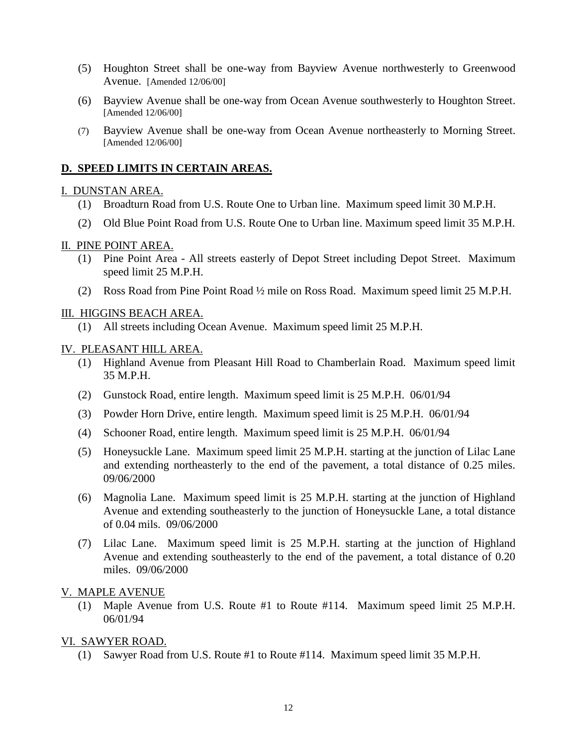(5) Houghton Street shall be one-way from Bayview Avenue northwesterly to Greenwood Avenue. [Amended 12/06/00]

(6) Bayview Avenue shall be one-way from Ocean Avenue southwesterly to Houghton Street. [Amended 12/06/00]

(7) Bayview Avenue shall be one-way from Ocean Avenue northeasterly to Morning Street. [Amended 12/06/00]

## D. SPEED LIMITS IN CERTAIN AREAS.

I. DUNSTAN AREA.

(1) Broadturn Road from U.S. Route One to Urban line. Maximum speed limit 30 M.P.H.

(2) Old Blue Point Road from U.S. Route One to Urban line. Maximum speed limit 35 M.P.H.

II. PINE POINT AREA.

(1) Pine Point Area - All streets easterly of Depot Street including Depot Street. Maximum speed limit 25 M.P.H.

(2) Ross Road from Pine Point Road ½ mile on Ross Road. Maximum speed limit 25 M.P.H.

III. HIGGINS BEACH AREA.

(1) All streets including Ocean Avenue. Maximum speed limit 25 M.P.H.

IV. PLEASANT HILL AREA.

(1) Highland Avenue from Pleasant Hill Road to Chamberlain Road. Maximum speed limit 35 M.P.H.

(2) Gunstock Road, entire length. Maximum speed limit is 25 M.P.H. 06/01/94

(3) Powder Horn Drive, entire length. Maximum speed limit is 25 M.P.H. 06/01/94

(4) Schooner Road, entire length. Maximum speed limit is 25 M.P.H. 06/01/94

(5) Honeysuckle Lane. Maximum speed limit 25 M.P.H. starting at the junction of Lilac Lane and extending northeasterly to the end of the pavement, a total distance of 0.25 miles. 09/06/2000

(6) Magnolia Lane. Maximum speed limit is 25 M.P.H. starting at the junction of Highland Avenue and extending southeasterly to the junction of Honeysuckle Lane, a total distance of 0.04 mils. 09/06/2000

(7) Lilac Lane. Maximum speed limit is 25 M.P.H. starting at the junction of Highland Avenue and extending southeasterly to the end of the pavement, a total distance of 0.20 miles. 09/06/2000

V. MAPLE AVENUE

(1) Maple Avenue from U.S. Route #1 to Route #114. Maximum speed limit 25 M.P.H. 06/01/94

VI. SAWYER ROAD.

(1) Sawyer Road from U.S. Route #1 to Route #114. Maximum speed limit 35 M.P.H.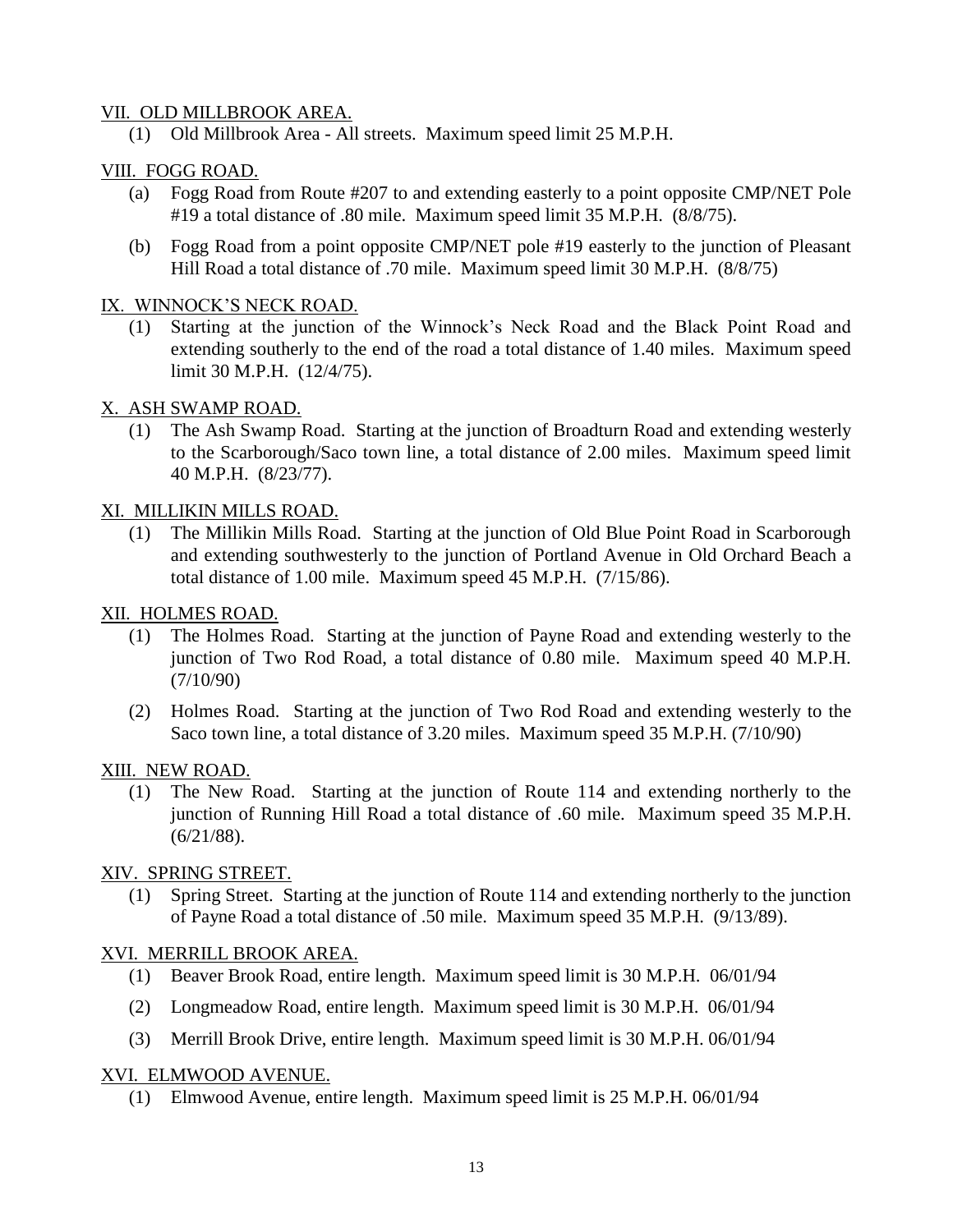VII. OLD MILLBROOK AREA.

(1) Old Millbrook Area - All streets. Maximum speed limit 25 M.P.H.

VIII. FOGG ROAD.

(a) Fogg Road from Route #207 to and extending easterly to a point opposite CMP/NET Pole #19 a total distance of .80 mile. Maximum speed limit 35 M.P.H. (8/8/75).

(b) Fogg Road from a point opposite CMP/NET pole #19 easterly to the junction of Pleasant Hill Road a total distance of .70 mile. Maximum speed limit 30 M.P.H. (8/8/75)

IX. WINNOCK'S NECK ROAD.

(1) Starting at the junction of the Winnock's Neck Road and the Black Point Road and extending southerly to the end of the road a total distance of 1.40 miles. Maximum speed limit 30 M.P.H. (12/4/75).

X. ASH SWAMP ROAD.

(1) The Ash Swamp Road. Starting at the junction of Broadturn Road and extending westerly to the Scarborough/Saco town line, a total distance of 2.00 miles. Maximum speed limit 40 M.P.H. (8/23/77).

XI. MILLIKIN MILLS ROAD.

(1) The Millikin Mills Road. Starting at the junction of Old Blue Point Road in Scarborough and extending southwesterly to the junction of Portland Avenue in Old Orchard Beach a total distance of 1.00 mile. Maximum speed 45 M.P.H. (7/15/86).

XII. HOLMES ROAD.

(1) The Holmes Road. Starting at the junction of Payne Road and extending westerly to the junction of Two Rod Road, a total distance of 0.80 mile. Maximum speed 40 M.P.H. (7/10/90)

(2) Holmes Road. Starting at the junction of Two Rod Road and extending westerly to the Saco town line, a total distance of 3.20 miles. Maximum speed 35 M.P.H. (7/10/90)

XIII. NEW ROAD.

(1) The New Road. Starting at the junction of Route 114 and extending northerly to the junction of Running Hill Road a total distance of .60 mile. Maximum speed 35 M.P.H. (6/21/88).

XIV. SPRING STREET.

(1) Spring Street. Starting at the junction of Route 114 and extending northerly to the junction of Payne Road a total distance of .50 mile. Maximum speed 35 M.P.H. (9/13/89).

XVI. MERRILL BROOK AREA.

(1) Beaver Brook Road, entire length. Maximum speed limit is 30 M.P.H. 06/01/94

(2) Longmeadow Road, entire length. Maximum speed limit is 30 M.P.H. 06/01/94

(3) Merrill Brook Drive, entire length. Maximum speed limit is 30 M.P.H. 06/01/94

XVI. ELMWOOD AVENUE.

(1) Elmwood Avenue, entire length. Maximum speed limit is 25 M.P.H. 06/01/94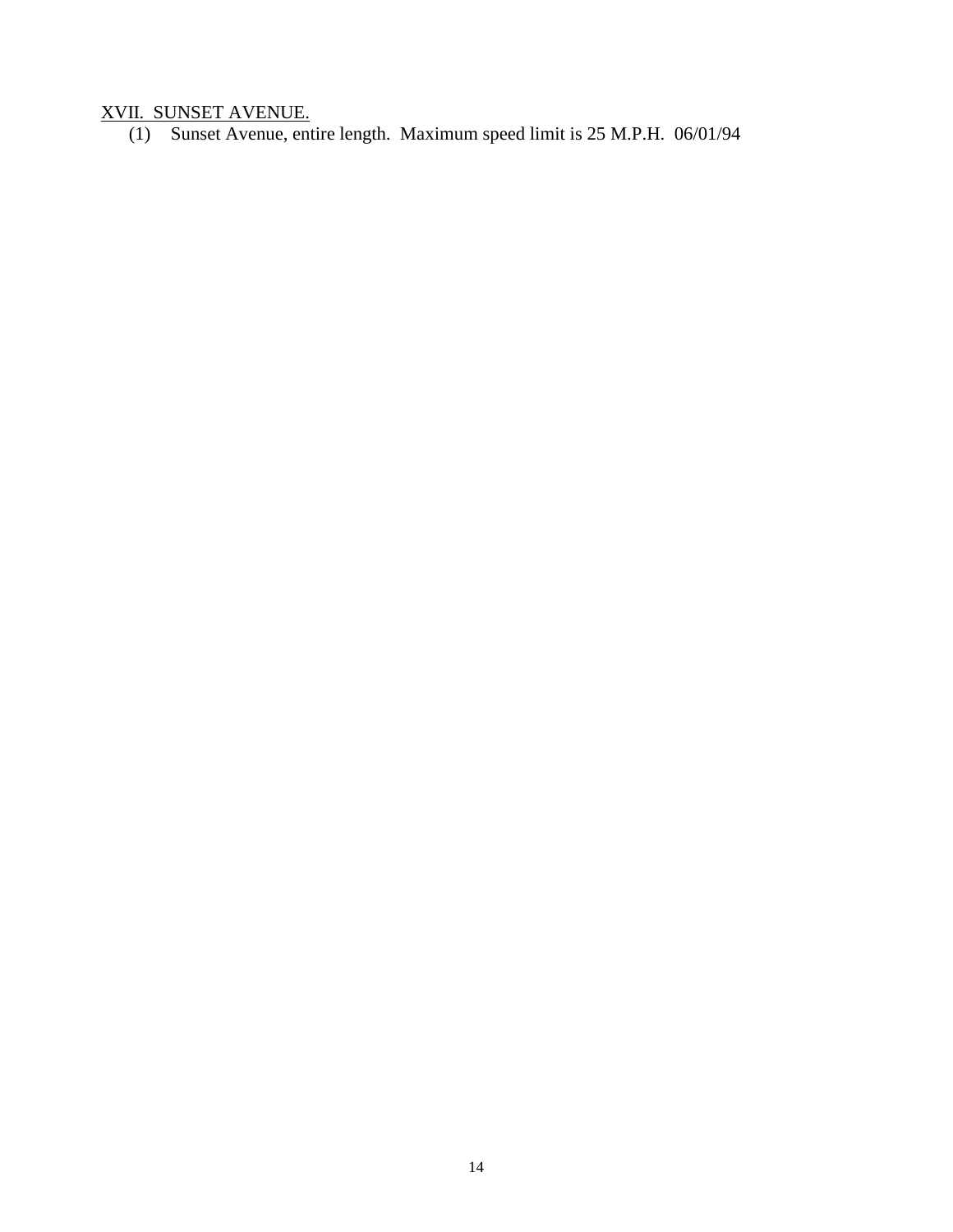## XVII. SUNSET AVENUE.

(1) Sunset Avenue, entire length. Maximum speed limit is 25 M.P.H. 06/01/94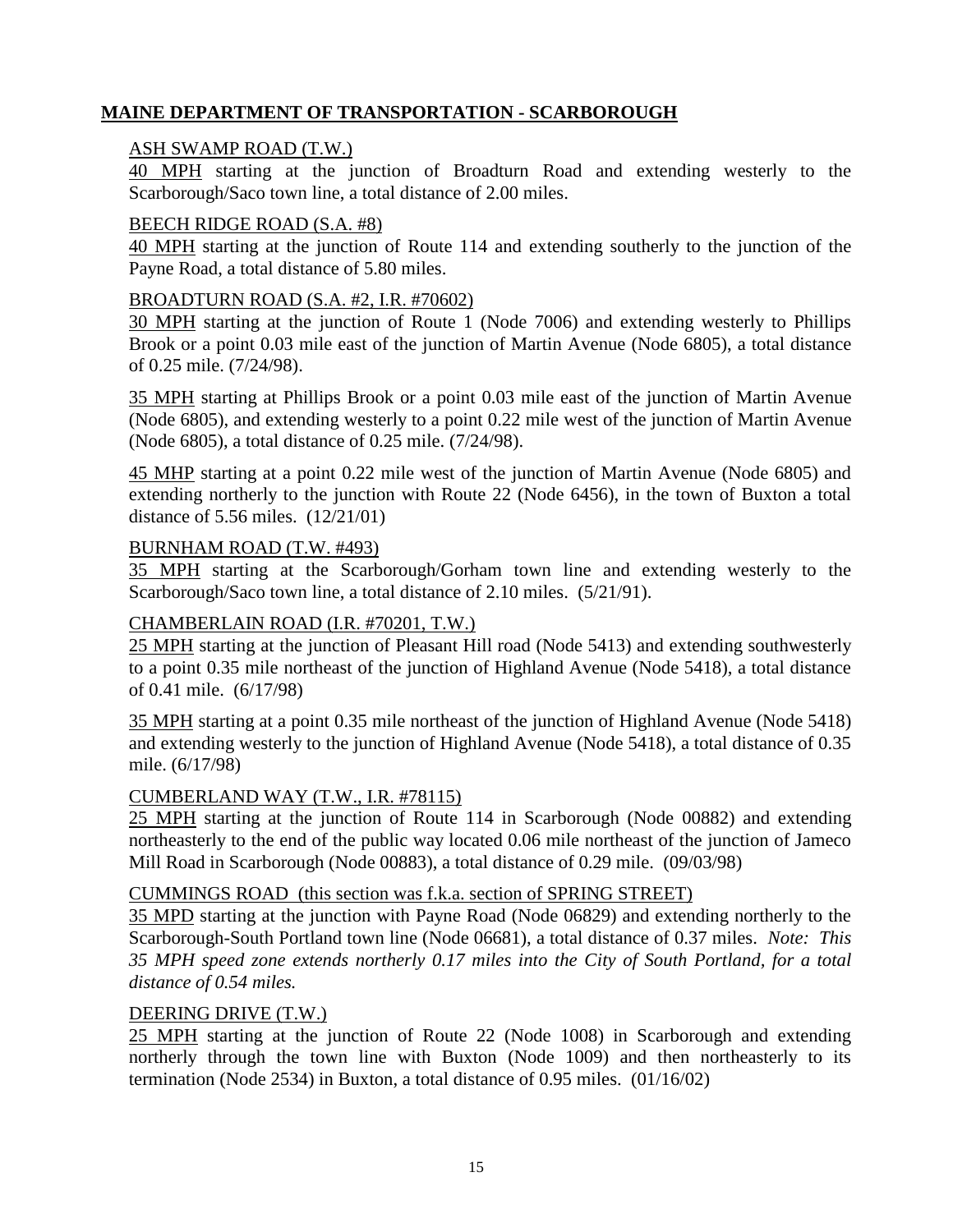## MAINE DEPARTMENT OF TRANSPORTATION - SCARBOROUGH

ASH SWAMP ROAD (T.W.)

40 MPH starting at the junction of Broadturn Road and extending westerly to the Scarborough/Saco town line, a total distance of 2.00 miles.

BEECH RIDGE ROAD (S.A. #8)

40 MPH starting at the junction of Route 114 and extending southerly to the junction of the Payne Road, a total distance of 5.80 miles.

BROADTURN ROAD (S.A. #2, I.R. #70602)

30 MPH starting at the junction of Route 1 (Node 7006) and extending westerly to Phillips Brook or a point 0.03 mile east of the junction of Martin Avenue (Node 6805), a total distance of 0.25 mile. (7/24/98).

35 MPH starting at Phillips Brook or a point 0.03 mile east of the junction of Martin Avenue (Node 6805), and extending westerly to a point 0.22 mile west of the junction of Martin Avenue (Node 6805), a total distance of 0.25 mile. (7/24/98).

45 MHP starting at a point 0.22 mile west of the junction of Martin Avenue (Node 6805) and extending northerly to the junction with Route 22 (Node 6456), in the town of Buxton a total distance of 5.56 miles. (12/21/01)

BURNHAM ROAD (T.W. #493)

35 MPH starting at the Scarborough/Gorham town line and extending westerly to the Scarborough/Saco town line, a total distance of 2.10 miles. (5/21/91).

CHAMBERLAIN ROAD (I.R. #70201, T.W.)

25 MPH starting at the junction of Pleasant Hill road (Node 5413) and extending southwesterly to a point 0.35 mile northeast of the junction of Highland Avenue (Node 5418), a total distance of 0.41 mile. (6/17/98)

35 MPH starting at a point 0.35 mile northeast of the junction of Highland Avenue (Node 5418) and extending westerly to the junction of Highland Avenue (Node 5418), a total distance of 0.35 mile. (6/17/98)

CUMBERLAND WAY (T.W., I.R. #78115)

25 MPH starting at the junction of Route 114 in Scarborough (Node 00882) and extending northeasterly to the end of the public way located 0.06 mile northeast of the junction of Jameco Mill Road in Scarborough (Node 00883), a total distance of 0.29 mile. (09/03/98)

CUMMINGS ROAD (this section was f.k.a. section of SPRING STREET)

35 MPD starting at the junction with Payne Road (Node 06829) and extending northerly to the Scarborough-South Portland town line (Node 06681), a total distance of 0.37 miles. *Note: This 35 MPH speed zone extends northerly 0.17 miles into the City of South Portland, for a total distance of 0.54 miles.*

DEERING DRIVE (T.W.)

25 MPH starting at the junction of Route 22 (Node 1008) in Scarborough and extending northerly through the town line with Buxton (Node 1009) and then northeasterly to its termination (Node 2534) in Buxton, a total distance of 0.95 miles. (01/16/02)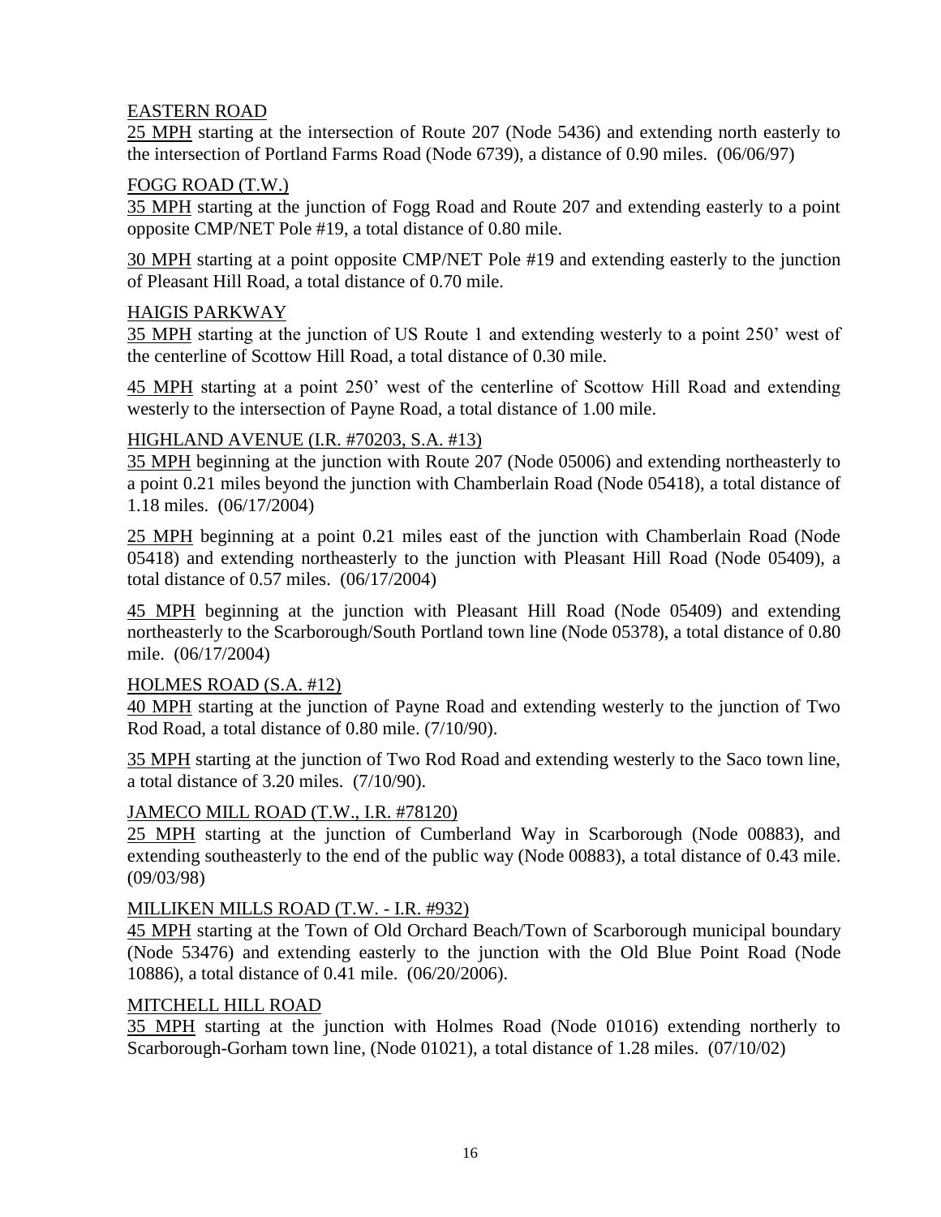EASTERN ROAD

25 MPH starting at the intersection of Route 207 (Node 5436) and extending north easterly to the intersection of Portland Farms Road (Node 6739), a distance of 0.90 miles. (06/06/97)

FOGG ROAD (T.W.)

35 MPH starting at the junction of Fogg Road and Route 207 and extending easterly to a point opposite CMP/NET Pole #19, a total distance of 0.80 mile.

30 MPH starting at a point opposite CMP/NET Pole #19 and extending easterly to the junction of Pleasant Hill Road, a total distance of 0.70 mile.

HAIGIS PARKWAY

35 MPH starting at the junction of US Route 1 and extending westerly to a point 250' west of the centerline of Scottow Hill Road, a total distance of 0.30 mile.

45 MPH starting at a point 250' west of the centerline of Scottow Hill Road and extending westerly to the intersection of Payne Road, a total distance of 1.00 mile.

HIGHLAND AVENUE (I.R. #70203, S.A. #13)

35 MPH beginning at the junction with Route 207 (Node 05006) and extending northeasterly to a point 0.21 miles beyond the junction with Chamberlain Road (Node 05418), a total distance of 1.18 miles. (06/17/2004)

25 MPH beginning at a point 0.21 miles east of the junction with Chamberlain Road (Node 05418) and extending northeasterly to the junction with Pleasant Hill Road (Node 05409), a total distance of 0.57 miles. (06/17/2004)

45 MPH beginning at the junction with Pleasant Hill Road (Node 05409) and extending northeasterly to the Scarborough/South Portland town line (Node 05378), a total distance of 0.80 mile. (06/17/2004)

HOLMES ROAD (S.A. #12)

40 MPH starting at the junction of Payne Road and extending westerly to the junction of Two Rod Road, a total distance of 0.80 mile. (7/10/90).

35 MPH starting at the junction of Two Rod Road and extending westerly to the Saco town line, a total distance of 3.20 miles. (7/10/90).

JAMECO MILL ROAD (T.W., I.R. #78120)

25 MPH starting at the junction of Cumberland Way in Scarborough (Node 00883), and extending southeasterly to the end of the public way (Node 00883), a total distance of 0.43 mile. (09/03/98)

MILLIKEN MILLS ROAD (T.W. - I.R. #932)

45 MPH starting at the Town of Old Orchard Beach/Town of Scarborough municipal boundary (Node 53476) and extending easterly to the junction with the Old Blue Point Road (Node 10886), a total distance of 0.41 mile. (06/20/2006).

MITCHELL HILL ROAD

35 MPH starting at the junction with Holmes Road (Node 01016) extending northerly to Scarborough-Gorham town line, (Node 01021), a total distance of 1.28 miles. (07/10/02)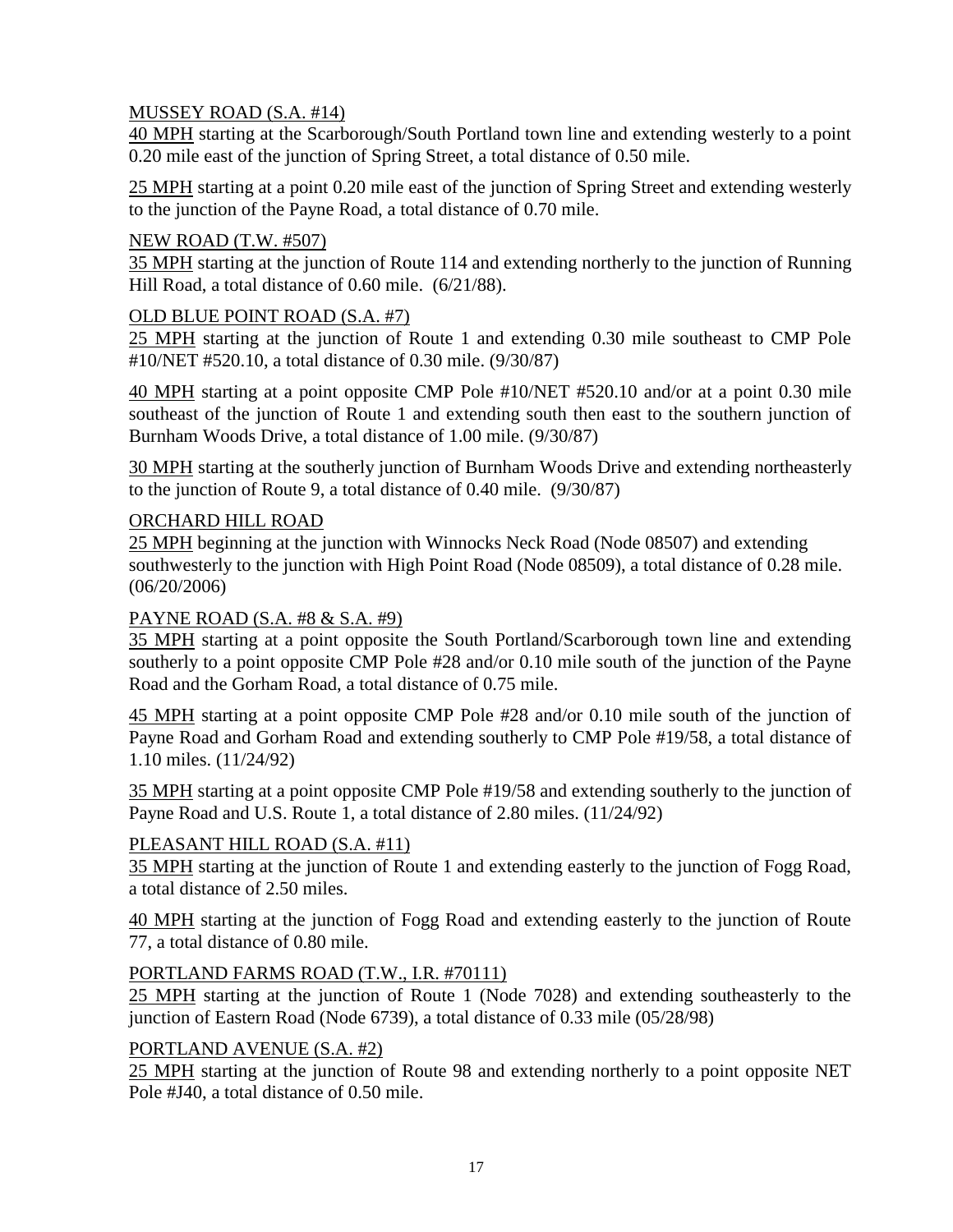MUSSEY ROAD (S.A. #14)

40 MPH starting at the Scarborough/South Portland town line and extending westerly to a point 0.20 mile east of the junction of Spring Street, a total distance of 0.50 mile.

25 MPH starting at a point 0.20 mile east of the junction of Spring Street and extending westerly to the junction of the Payne Road, a total distance of 0.70 mile.

NEW ROAD (T.W. #507)

35 MPH starting at the junction of Route 114 and extending northerly to the junction of Running Hill Road, a total distance of 0.60 mile. (6/21/88).

OLD BLUE POINT ROAD (S.A. #7)

25 MPH starting at the junction of Route 1 and extending 0.30 mile southeast to CMP Pole #10/NET #520.10, a total distance of 0.30 mile. (9/30/87)

40 MPH starting at a point opposite CMP Pole #10/NET #520.10 and/or at a point 0.30 mile southeast of the junction of Route 1 and extending south then east to the southern junction of Burnham Woods Drive, a total distance of 1.00 mile. (9/30/87)

30 MPH starting at the southerly junction of Burnham Woods Drive and extending northeasterly to the junction of Route 9, a total distance of 0.40 mile. (9/30/87)

ORCHARD HILL ROAD

25 MPH beginning at the junction with Winnocks Neck Road (Node 08507) and extending southwesterly to the junction with High Point Road (Node 08509), a total distance of 0.28 mile. (06/20/2006)

PAYNE ROAD (S.A. #8 & S.A. #9)

35 MPH starting at a point opposite the South Portland/Scarborough town line and extending southerly to a point opposite CMP Pole #28 and/or 0.10 mile south of the junction of the Payne Road and the Gorham Road, a total distance of 0.75 mile.

45 MPH starting at a point opposite CMP Pole #28 and/or 0.10 mile south of the junction of Payne Road and Gorham Road and extending southerly to CMP Pole #19/58, a total distance of 1.10 miles. (11/24/92)

35 MPH starting at a point opposite CMP Pole #19/58 and extending southerly to the junction of Payne Road and U.S. Route 1, a total distance of 2.80 miles. (11/24/92)

PLEASANT HILL ROAD (S.A. #11)

35 MPH starting at the junction of Route 1 and extending easterly to the junction of Fogg Road, a total distance of 2.50 miles.

40 MPH starting at the junction of Fogg Road and extending easterly to the junction of Route 77, a total distance of 0.80 mile.

PORTLAND FARMS ROAD (T.W., I.R. #70111)

25 MPH starting at the junction of Route 1 (Node 7028) and extending southeasterly to the junction of Eastern Road (Node 6739), a total distance of 0.33 mile (05/28/98)

PORTLAND AVENUE (S.A. #2)

25 MPH starting at the junction of Route 98 and extending northerly to a point opposite NET Pole #J40, a total distance of 0.50 mile.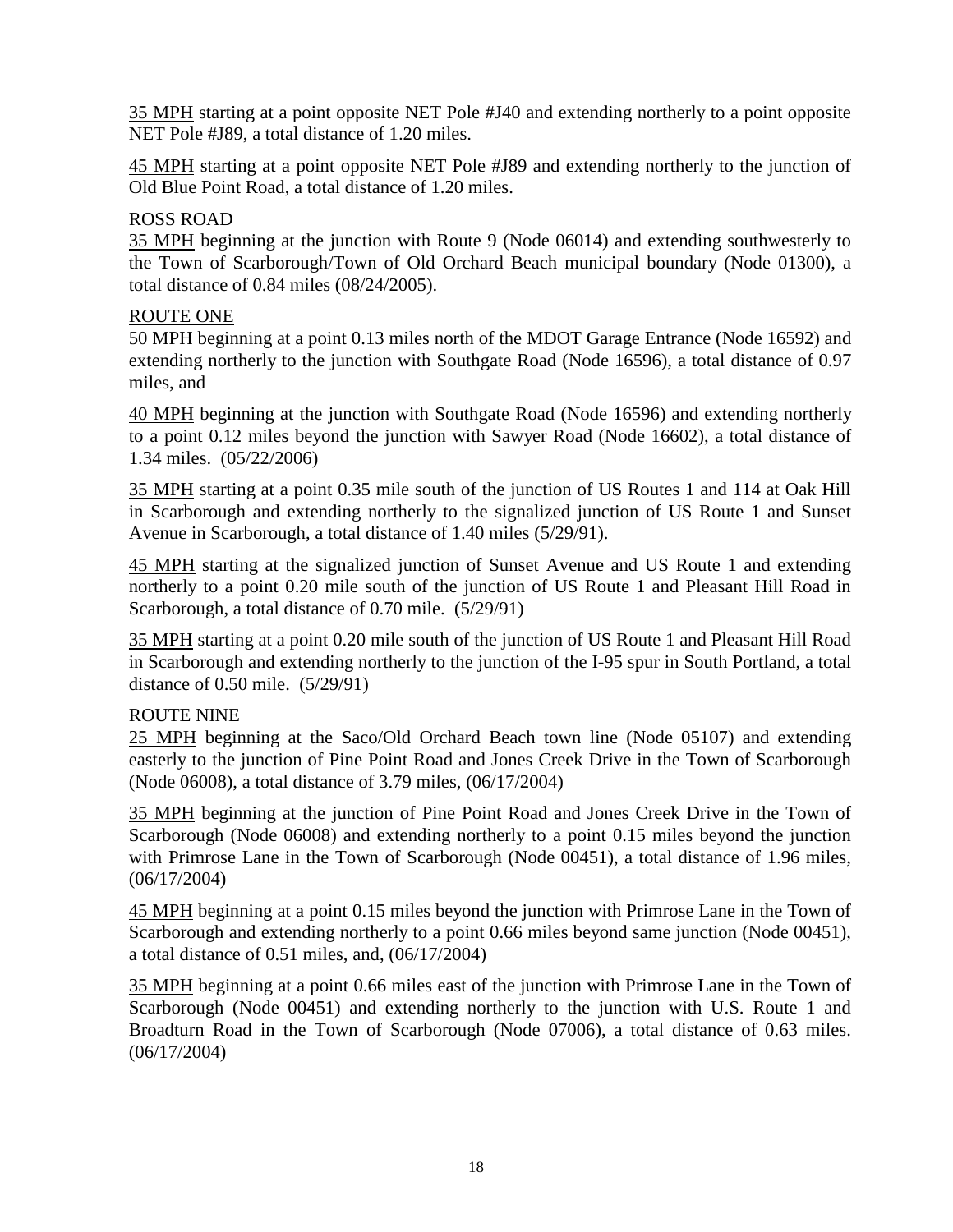35 MPH starting at a point opposite NET Pole #J40 and extending northerly to a point opposite NET Pole #J89, a total distance of 1.20 miles.

45 MPH starting at a point opposite NET Pole #J89 and extending northerly to the junction of Old Blue Point Road, a total distance of 1.20 miles.

ROSS ROAD

35 MPH beginning at the junction with Route 9 (Node 06014) and extending southwesterly to the Town of Scarborough/Town of Old Orchard Beach municipal boundary (Node 01300), a total distance of 0.84 miles (08/24/2005).

ROUTE ONE

50 MPH beginning at a point 0.13 miles north of the MDOT Garage Entrance (Node 16592) and extending northerly to the junction with Southgate Road (Node 16596), a total distance of 0.97 miles, and

40 MPH beginning at the junction with Southgate Road (Node 16596) and extending northerly to a point 0.12 miles beyond the junction with Sawyer Road (Node 16602), a total distance of 1.34 miles. (05/22/2006)

35 MPH starting at a point 0.35 mile south of the junction of US Routes 1 and 114 at Oak Hill in Scarborough and extending northerly to the signalized junction of US Route 1 and Sunset Avenue in Scarborough, a total distance of 1.40 miles (5/29/91).

45 MPH starting at the signalized junction of Sunset Avenue and US Route 1 and extending northerly to a point 0.20 mile south of the junction of US Route 1 and Pleasant Hill Road in Scarborough, a total distance of 0.70 mile. (5/29/91)

35 MPH starting at a point 0.20 mile south of the junction of US Route 1 and Pleasant Hill Road in Scarborough and extending northerly to the junction of the I-95 spur in South Portland, a total distance of 0.50 mile. (5/29/91)

ROUTE NINE

25 MPH beginning at the Saco/Old Orchard Beach town line (Node 05107) and extending easterly to the junction of Pine Point Road and Jones Creek Drive in the Town of Scarborough (Node 06008), a total distance of 3.79 miles, (06/17/2004)

35 MPH beginning at the junction of Pine Point Road and Jones Creek Drive in the Town of Scarborough (Node 06008) and extending northerly to a point 0.15 miles beyond the junction with Primrose Lane in the Town of Scarborough (Node 00451), a total distance of 1.96 miles, (06/17/2004)

45 MPH beginning at a point 0.15 miles beyond the junction with Primrose Lane in the Town of Scarborough and extending northerly to a point 0.66 miles beyond same junction (Node 00451), a total distance of 0.51 miles, and, (06/17/2004)

35 MPH beginning at a point 0.66 miles east of the junction with Primrose Lane in the Town of Scarborough (Node 00451) and extending northerly to the junction with U.S. Route 1 and Broadturn Road in the Town of Scarborough (Node 07006), a total distance of 0.63 miles. (06/17/2004)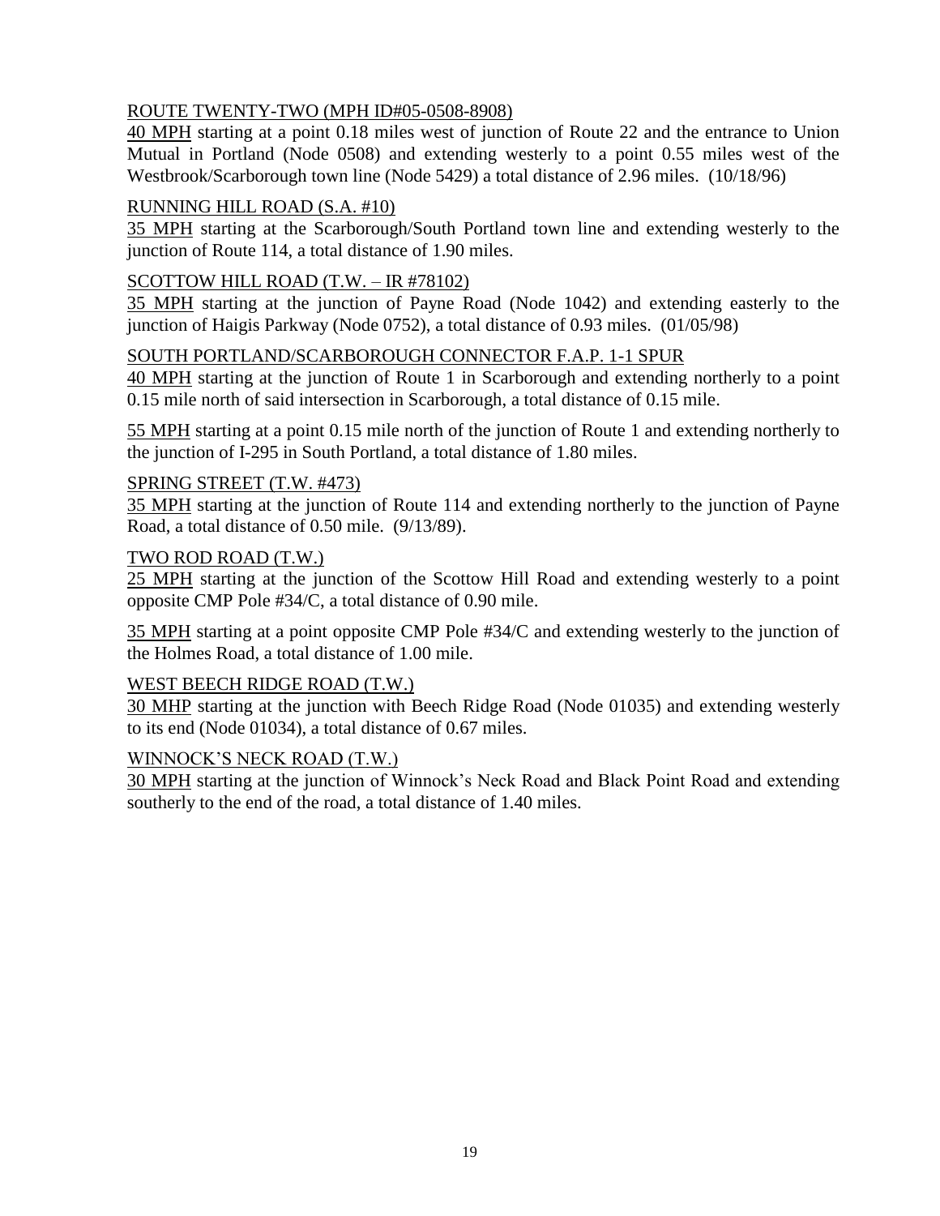<u>ROUTE TWENTY-TWO (MPH ID#05-0508-8908)</u>
<u>40 MPH</u> starting at a point 0.18 miles west of junction of Route 22 and the entrance to Union Mutual in Portland (Node 0508) and extending westerly to a point 0.55 miles west of the Westbrook/Scarborough town line (Node 5429) a total distance of 2.96 miles. (10/18/96)

<u>RUNNING HILL ROAD (S.A. #10)</u>
<u>35 MPH</u> starting at the Scarborough/South Portland town line and extending westerly to the junction of Route 114, a total distance of 1.90 miles.

<u>SCOTTOW HILL ROAD (T.W. – IR #78102)</u>
<u>35 MPH</u> starting at the junction of Payne Road (Node 1042) and extending easterly to the junction of Haigis Parkway (Node 0752), a total distance of 0.93 miles. (01/05/98)

<u>SOUTH PORTLAND/SCARBOROUGH CONNECTOR F.A.P. 1-1 SPUR</u>
<u>40 MPH</u> starting at the junction of Route 1 in Scarborough and extending northerly to a point 0.15 mile north of said intersection in Scarborough, a total distance of 0.15 mile.

<u>55 MPH</u> starting at a point 0.15 mile north of the junction of Route 1 and extending northerly to the junction of I-295 in South Portland, a total distance of 1.80 miles.

<u>SPRING STREET (T.W. #473)</u>
<u>35 MPH</u> starting at the junction of Route 114 and extending northerly to the junction of Payne Road, a total distance of 0.50 mile. (9/13/89).

<u>TWO ROD ROAD (T.W.)</u>
<u>25 MPH</u> starting at the junction of the Scottow Hill Road and extending westerly to a point opposite CMP Pole #34/C, a total distance of 0.90 mile.

<u>35 MPH</u> starting at a point opposite CMP Pole #34/C and extending westerly to the junction of the Holmes Road, a total distance of 1.00 mile.

<u>WEST BEECH RIDGE ROAD (T.W.)</u>
<u>30 MHP</u> starting at the junction with Beech Ridge Road (Node 01035) and extending westerly to its end (Node 01034), a total distance of 0.67 miles.

<u>WINNOCK'S NECK ROAD (T.W.)</u>
<u>30 MPH</u> starting at the junction of Winnock's Neck Road and Black Point Road and extending southerly to the end of the road, a total distance of 1.40 miles.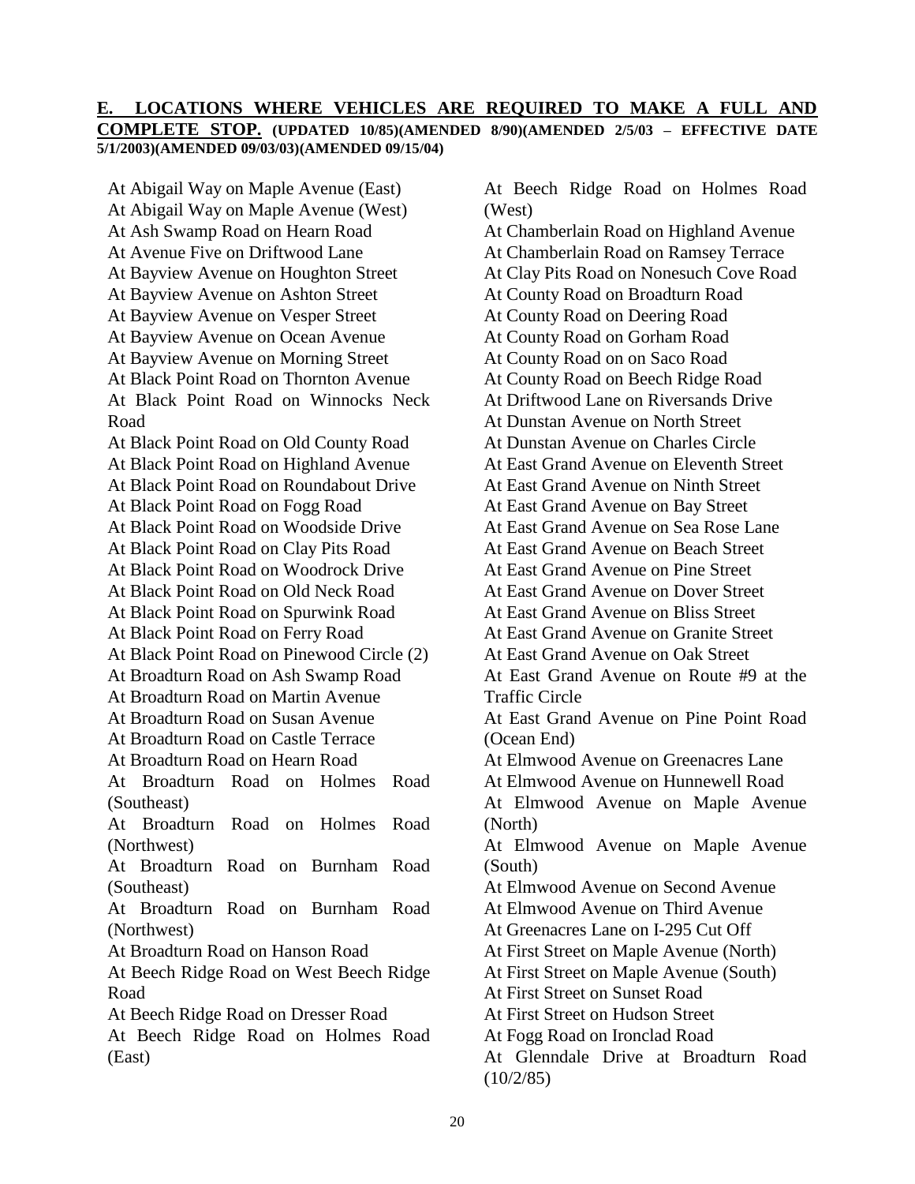**E. LOCATIONS WHERE VEHICLES ARE REQUIRED TO MAKE A FULL AND COMPLETE STOP.** **(UPDATED 10/85)(AMENDED 8/90)(AMENDED 2/5/03 – EFFECTIVE DATE 5/1/2003)(AMENDED 09/03/03)(AMENDED 09/15/04)**

At Abigail Way on Maple Avenue (East)
At Abigail Way on Maple Avenue (West)
At Ash Swamp Road on Hearn Road
At Avenue Five on Driftwood Lane
At Bayview Avenue on Houghton Street
At Bayview Avenue on Ashton Street
At Bayview Avenue on Vesper Street
At Bayview Avenue on Ocean Avenue
At Bayview Avenue on Morning Street
At Black Point Road on Thornton Avenue
At Black Point Road on Winnocks Neck Road
At Black Point Road on Old County Road
At Black Point Road on Highland Avenue
At Black Point Road on Roundabout Drive
At Black Point Road on Fogg Road
At Black Point Road on Woodside Drive
At Black Point Road on Clay Pits Road
At Black Point Road on Woodrock Drive
At Black Point Road on Old Neck Road
At Black Point Road on Spurwink Road
At Black Point Road on Ferry Road
At Black Point Road on Pinewood Circle (2)
At Broadturn Road on Ash Swamp Road
At Broadturn Road on Martin Avenue
At Broadturn Road on Susan Avenue
At Broadturn Road on Castle Terrace
At Broadturn Road on Hearn Road
At Broadturn Road on Holmes Road (Southeast)
At Broadturn Road on Holmes Road (Northwest)
At Broadturn Road on Burnham Road (Southeast)
At Broadturn Road on Burnham Road (Northwest)
At Broadturn Road on Hanson Road
At Beech Ridge Road on West Beech Ridge Road
At Beech Ridge Road on Dresser Road
At Beech Ridge Road on Holmes Road (East)
At Beech Ridge Road on Holmes Road (West)
At Chamberlain Road on Highland Avenue
At Chamberlain Road on Ramsey Terrace
At Clay Pits Road on Nonesuch Cove Road
At County Road on Broadturn Road
At County Road on Deering Road
At County Road on Gorham Road
At County Road on on Saco Road
At County Road on Beech Ridge Road
At Driftwood Lane on Riversands Drive
At Dunstan Avenue on North Street
At Dunstan Avenue on Charles Circle
At East Grand Avenue on Eleventh Street
At East Grand Avenue on Ninth Street
At East Grand Avenue on Bay Street
At East Grand Avenue on Sea Rose Lane
At East Grand Avenue on Beach Street
At East Grand Avenue on Pine Street
At East Grand Avenue on Dover Street
At East Grand Avenue on Bliss Street
At East Grand Avenue on Granite Street
At East Grand Avenue on Oak Street
At East Grand Avenue on Route #9 at the Traffic Circle
At East Grand Avenue on Pine Point Road (Ocean End)
At Elmwood Avenue on Greenacres Lane
At Elmwood Avenue on Hunnewell Road
At Elmwood Avenue on Maple Avenue (North)
At Elmwood Avenue on Maple Avenue (South)
At Elmwood Avenue on Second Avenue
At Elmwood Avenue on Third Avenue
At Greenacres Lane on I-295 Cut Off
At First Street on Maple Avenue (North)
At First Street on Maple Avenue (South)
At First Street on Sunset Road
At First Street on Hudson Street
At Fogg Road on Ironclad Road
At Glenndale Drive at Broadturn Road (10/2/85)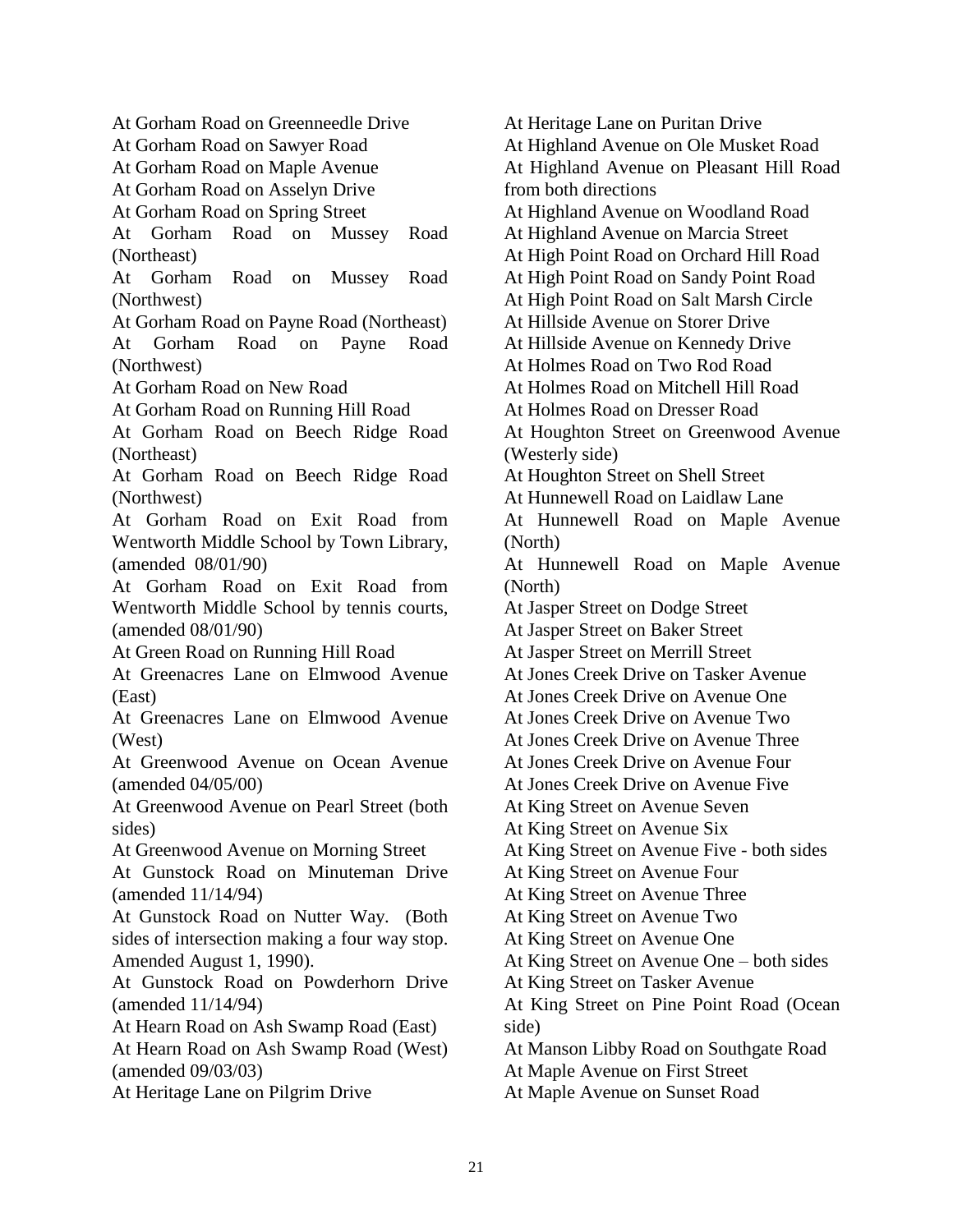At Gorham Road on Greenneedle Drive
At Gorham Road on Sawyer Road
At Gorham Road on Maple Avenue
At Gorham Road on Asselyn Drive
At Gorham Road on Spring Street
At Gorham Road on Mussey Road (Northeast)
At Gorham Road on Mussey Road (Northwest)
At Gorham Road on Payne Road (Northeast)
At Gorham Road on Payne Road (Northwest)
At Gorham Road on New Road
At Gorham Road on Running Hill Road
At Gorham Road on Beech Ridge Road (Northeast)
At Gorham Road on Beech Ridge Road (Northwest)
At Gorham Road on Exit Road from Wentworth Middle School by Town Library, (amended 08/01/90)
At Gorham Road on Exit Road from Wentworth Middle School by tennis courts, (amended 08/01/90)
At Green Road on Running Hill Road
At Greenacres Lane on Elmwood Avenue (East)
At Greenacres Lane on Elmwood Avenue (West)
At Greenwood Avenue on Ocean Avenue (amended 04/05/00)
At Greenwood Avenue on Pearl Street (both sides)
At Greenwood Avenue on Morning Street
At Gunstock Road on Minuteman Drive (amended 11/14/94)
At Gunstock Road on Nutter Way. (Both sides of intersection making a four way stop. Amended August 1, 1990).
At Gunstock Road on Powderhorn Drive (amended 11/14/94)
At Hearn Road on Ash Swamp Road (East)
At Hearn Road on Ash Swamp Road (West) (amended 09/03/03)
At Heritage Lane on Pilgrim Drive
At Heritage Lane on Puritan Drive
At Highland Avenue on Ole Musket Road
At Highland Avenue on Pleasant Hill Road from both directions
At Highland Avenue on Woodland Road
At Highland Avenue on Marcia Street
At High Point Road on Orchard Hill Road
At High Point Road on Sandy Point Road
At High Point Road on Salt Marsh Circle
At Hillside Avenue on Storer Drive
At Hillside Avenue on Kennedy Drive
At Holmes Road on Two Rod Road
At Holmes Road on Mitchell Hill Road
At Holmes Road on Dresser Road
At Houghton Street on Greenwood Avenue (Westerly side)
At Houghton Street on Shell Street
At Hunnewell Road on Laidlaw Lane
At Hunnewell Road on Maple Avenue (North)
At Hunnewell Road on Maple Avenue (North)
At Jasper Street on Dodge Street
At Jasper Street on Baker Street
At Jasper Street on Merrill Street
At Jones Creek Drive on Tasker Avenue
At Jones Creek Drive on Avenue One
At Jones Creek Drive on Avenue Two
At Jones Creek Drive on Avenue Three
At Jones Creek Drive on Avenue Four
At Jones Creek Drive on Avenue Five
At King Street on Avenue Seven
At King Street on Avenue Six
At King Street on Avenue Five - both sides
At King Street on Avenue Four
At King Street on Avenue Three
At King Street on Avenue Two
At King Street on Avenue One
At King Street on Avenue One – both sides
At King Street on Tasker Avenue
At King Street on Pine Point Road (Ocean side)
At Manson Libby Road on Southgate Road
At Maple Avenue on First Street
At Maple Avenue on Sunset Road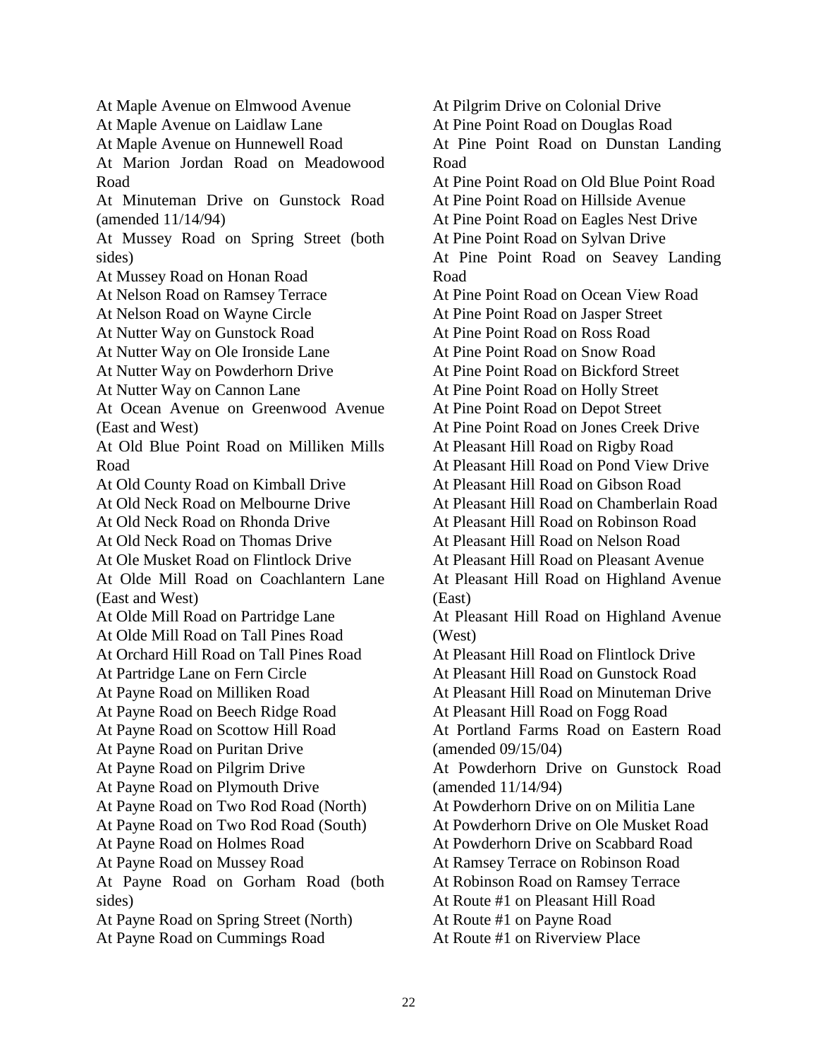At Maple Avenue on Elmwood Avenue
At Maple Avenue on Laidlaw Lane
At Maple Avenue on Hunnewell Road
At Marion Jordan Road on Meadowood Road
At Minuteman Drive on Gunstock Road (amended 11/14/94)
At Mussey Road on Spring Street (both sides)
At Mussey Road on Honan Road
At Nelson Road on Ramsey Terrace
At Nelson Road on Wayne Circle
At Nutter Way on Gunstock Road
At Nutter Way on Ole Ironside Lane
At Nutter Way on Powderhorn Drive
At Nutter Way on Cannon Lane
At Ocean Avenue on Greenwood Avenue (East and West)
At Old Blue Point Road on Milliken Mills Road
At Old County Road on Kimball Drive
At Old Neck Road on Melbourne Drive
At Old Neck Road on Rhonda Drive
At Old Neck Road on Thomas Drive
At Ole Musket Road on Flintlock Drive
At Olde Mill Road on Coachlantern Lane (East and West)
At Olde Mill Road on Partridge Lane
At Olde Mill Road on Tall Pines Road
At Orchard Hill Road on Tall Pines Road
At Partridge Lane on Fern Circle
At Payne Road on Milliken Road
At Payne Road on Beech Ridge Road
At Payne Road on Scottow Hill Road
At Payne Road on Puritan Drive
At Payne Road on Pilgrim Drive
At Payne Road on Plymouth Drive
At Payne Road on Two Rod Road (North)
At Payne Road on Two Rod Road (South)
At Payne Road on Holmes Road
At Payne Road on Mussey Road
At Payne Road on Gorham Road (both sides)
At Payne Road on Spring Street (North)
At Payne Road on Cummings Road
At Pilgrim Drive on Colonial Drive
At Pine Point Road on Douglas Road
At Pine Point Road on Dunstan Landing Road
At Pine Point Road on Old Blue Point Road
At Pine Point Road on Hillside Avenue
At Pine Point Road on Eagles Nest Drive
At Pine Point Road on Sylvan Drive
At Pine Point Road on Seavey Landing Road
At Pine Point Road on Ocean View Road
At Pine Point Road on Jasper Street
At Pine Point Road on Ross Road
At Pine Point Road on Snow Road
At Pine Point Road on Bickford Street
At Pine Point Road on Holly Street
At Pine Point Road on Depot Street
At Pine Point Road on Jones Creek Drive
At Pleasant Hill Road on Rigby Road
At Pleasant Hill Road on Pond View Drive
At Pleasant Hill Road on Gibson Road
At Pleasant Hill Road on Chamberlain Road
At Pleasant Hill Road on Robinson Road
At Pleasant Hill Road on Nelson Road
At Pleasant Hill Road on Pleasant Avenue
At Pleasant Hill Road on Highland Avenue (East)
At Pleasant Hill Road on Highland Avenue (West)
At Pleasant Hill Road on Flintlock Drive
At Pleasant Hill Road on Gunstock Road
At Pleasant Hill Road on Minuteman Drive
At Pleasant Hill Road on Fogg Road
At Portland Farms Road on Eastern Road (amended 09/15/04)
At Powderhorn Drive on Gunstock Road (amended 11/14/94)
At Powderhorn Drive on on Militia Lane
At Powderhorn Drive on Ole Musket Road
At Powderhorn Drive on Scabbard Road
At Ramsey Terrace on Robinson Road
At Robinson Road on Ramsey Terrace
At Route #1 on Pleasant Hill Road
At Route #1 on Payne Road
At Route #1 on Riverview Place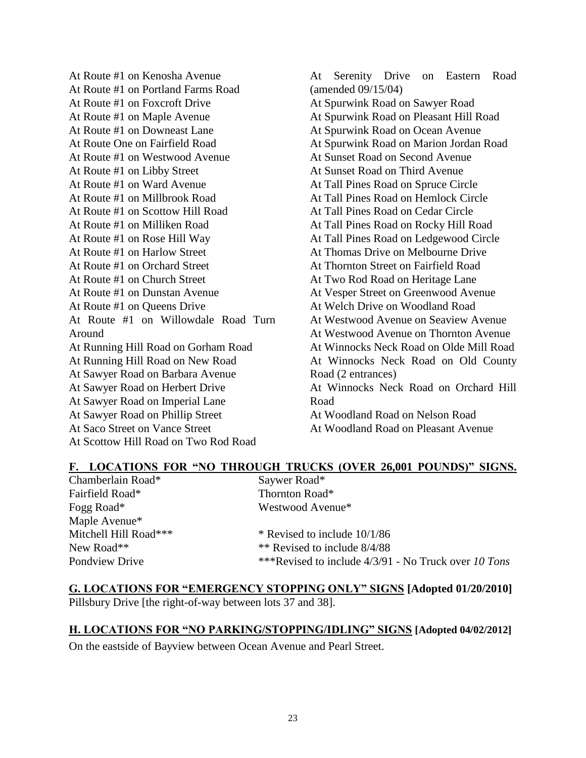At Route #1 on Kenosha Avenue
At Route #1 on Portland Farms Road
At Route #1 on Foxcroft Drive
At Route #1 on Maple Avenue
At Route #1 on Downeast Lane
At Route One on Fairfield Road
At Route #1 on Westwood Avenue
At Route #1 on Libby Street
At Route #1 on Ward Avenue
At Route #1 on Millbrook Road
At Route #1 on Scottow Hill Road
At Route #1 on Milliken Road
At Route #1 on Rose Hill Way
At Route #1 on Harlow Street
At Route #1 on Orchard Street
At Route #1 on Church Street
At Route #1 on Dunstan Avenue
At Route #1 on Queens Drive
At Route #1 on Willowdale Road Turn Around
At Running Hill Road on Gorham Road
At Running Hill Road on New Road
At Sawyer Road on Barbara Avenue
At Sawyer Road on Herbert Drive
At Sawyer Road on Imperial Lane
At Sawyer Road on Phillip Street
At Saco Street on Vance Street
At Scottow Hill Road on Two Rod Road
At Serenity Drive on Eastern Road (amended 09/15/04)
At Spurwink Road on Sawyer Road
At Spurwink Road on Pleasant Hill Road
At Spurwink Road on Ocean Avenue
At Spurwink Road on Marion Jordan Road
At Sunset Road on Second Avenue
At Sunset Road on Third Avenue
At Tall Pines Road on Spruce Circle
At Tall Pines Road on Hemlock Circle
At Tall Pines Road on Cedar Circle
At Tall Pines Road on Rocky Hill Road
At Tall Pines Road on Ledgewood Circle
At Thomas Drive on Melbourne Drive
At Thornton Street on Fairfield Road
At Two Rod Road on Heritage Lane
At Vesper Street on Greenwood Avenue
At Welch Drive on Woodland Road
At Westwood Avenue on Seaview Avenue
At Westwood Avenue on Thornton Avenue
At Winnocks Neck Road on Olde Mill Road
At Winnocks Neck Road on Old County Road (2 entrances)
At Winnocks Neck Road on Orchard Hill Road
At Woodland Road on Nelson Road
At Woodland Road on Pleasant Avenue

## F. LOCATIONS FOR "NO THROUGH TRUCKS (OVER 26,001 POUNDS)" SIGNS.

Chamberlain Road*
Fairfield Road*
Fogg Road*
Maple Avenue*
Mitchell Hill Road***
New Road**
Pondview Drive
Saywer Road*
Thornton Road*
Westwood Avenue*

\* Revised to include 10/1/86
\** Revised to include 8/4/88
\***Revised to include 4/3/91 - No Truck over *10 Tons*

## G. LOCATIONS FOR "EMERGENCY STOPPING ONLY" SIGNS [Adopted 01/20/2010]

Pillsbury Drive [the right-of-way between lots 37 and 38].

## H. LOCATIONS FOR "NO PARKING/STOPPING/IDLING" SIGNS [Adopted 04/02/2012]

On the eastside of Bayview between Ocean Avenue and Pearl Street.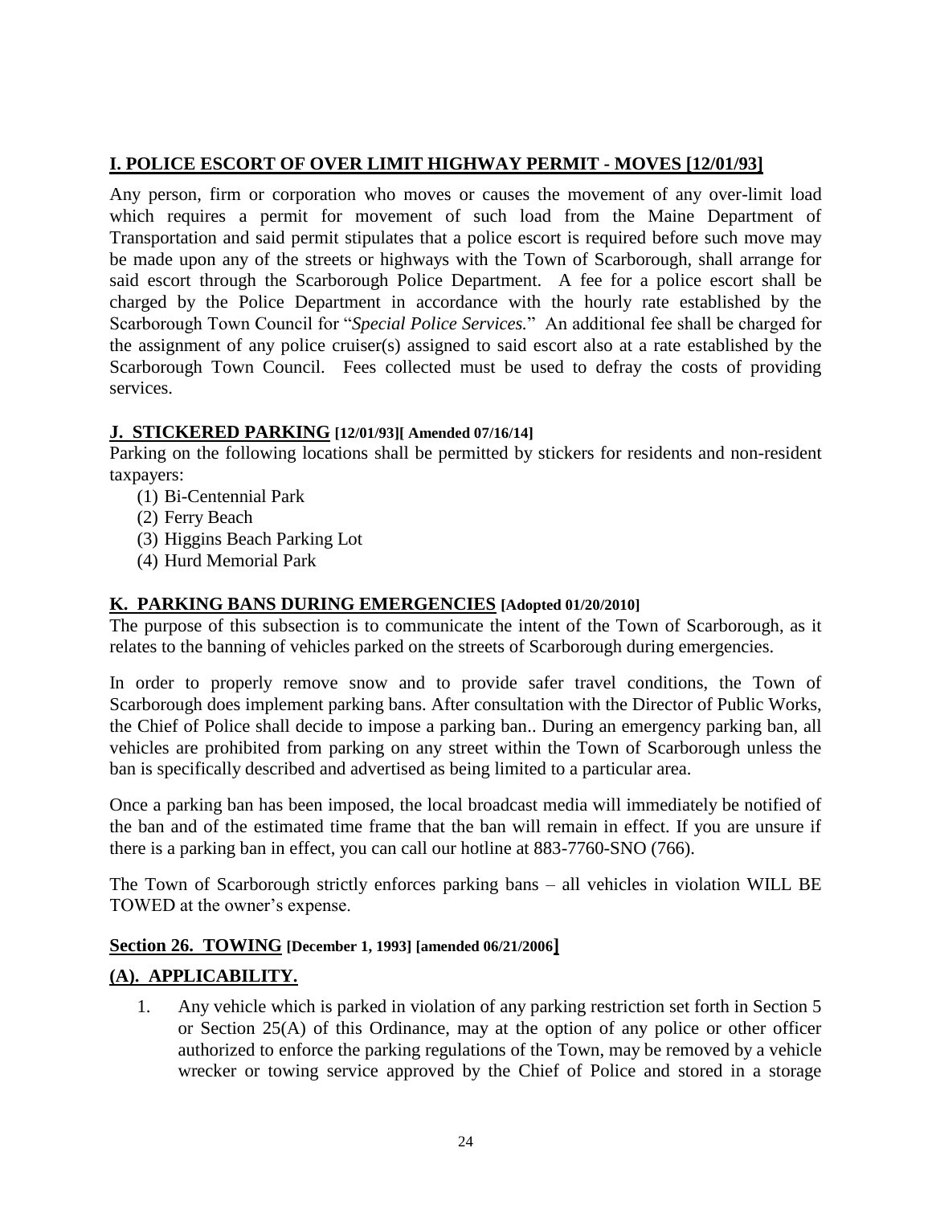## I. POLICE ESCORT OF OVER LIMIT HIGHWAY PERMIT - MOVES [12/01/93]

Any person, firm or corporation who moves or causes the movement of any over-limit load which requires a permit for movement of such load from the Maine Department of Transportation and said permit stipulates that a police escort is required before such move may be made upon any of the streets or highways with the Town of Scarborough, shall arrange for said escort through the Scarborough Police Department. A fee for a police escort shall be charged by the Police Department in accordance with the hourly rate established by the Scarborough Town Council for "*Special Police Services.*" An additional fee shall be charged for the assignment of any police cruiser(s) assigned to said escort also at a rate established by the Scarborough Town Council. Fees collected must be used to defray the costs of providing services.

## J. STICKERED PARKING [12/01/93][ Amended 07/16/14]

Parking on the following locations shall be permitted by stickers for residents and non-resident taxpayers:

(1) Bi-Centennial Park
(2) Ferry Beach
(3) Higgins Beach Parking Lot
(4) Hurd Memorial Park

## K. PARKING BANS DURING EMERGENCIES [Adopted 01/20/2010]

The purpose of this subsection is to communicate the intent of the Town of Scarborough, as it relates to the banning of vehicles parked on the streets of Scarborough during emergencies.

In order to properly remove snow and to provide safer travel conditions, the Town of Scarborough does implement parking bans. After consultation with the Director of Public Works, the Chief of Police shall decide to impose a parking ban.. During an emergency parking ban, all vehicles are prohibited from parking on any street within the Town of Scarborough unless the ban is specifically described and advertised as being limited to a particular area.

Once a parking ban has been imposed, the local broadcast media will immediately be notified of the ban and of the estimated time frame that the ban will remain in effect. If you are unsure if there is a parking ban in effect, you can call our hotline at 883-7760-SNO (766).

The Town of Scarborough strictly enforces parking bans – all vehicles in violation WILL BE TOWED at the owner's expense.

## Section 26. TOWING [December 1, 1993] [amended 06/21/2006]

### (A). APPLICABILITY.

1. Any vehicle which is parked in violation of any parking restriction set forth in Section 5 or Section 25(A) of this Ordinance, may at the option of any police or other officer authorized to enforce the parking regulations of the Town, may be removed by a vehicle wrecker or towing service approved by the Chief of Police and stored in a storage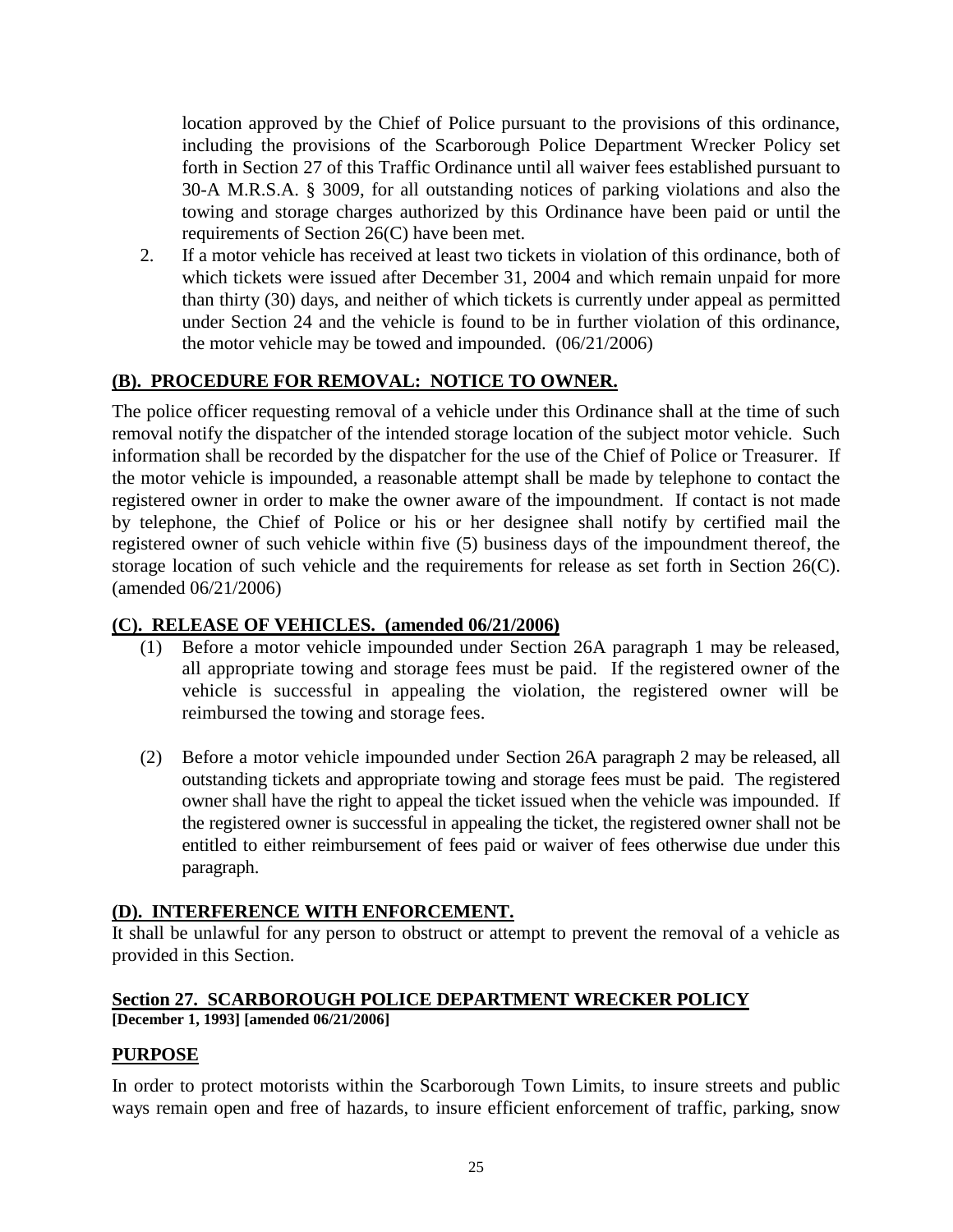location approved by the Chief of Police pursuant to the provisions of this ordinance, including the provisions of the Scarborough Police Department Wrecker Policy set forth in Section 27 of this Traffic Ordinance until all waiver fees established pursuant to 30-A M.R.S.A. § 3009, for all outstanding notices of parking violations and also the towing and storage charges authorized by this Ordinance have been paid or until the requirements of Section 26(C) have been met.

2. If a motor vehicle has received at least two tickets in violation of this ordinance, both of which tickets were issued after December 31, 2004 and which remain unpaid for more than thirty (30) days, and neither of which tickets is currently under appeal as permitted under Section 24 and the vehicle is found to be in further violation of this ordinance, the motor vehicle may be towed and impounded. (06/21/2006)

**(B). PROCEDURE FOR REMOVAL: NOTICE TO OWNER.**

The police officer requesting removal of a vehicle under this Ordinance shall at the time of such removal notify the dispatcher of the intended storage location of the subject motor vehicle. Such information shall be recorded by the dispatcher for the use of the Chief of Police or Treasurer. If the motor vehicle is impounded, a reasonable attempt shall be made by telephone to contact the registered owner in order to make the owner aware of the impoundment. If contact is not made by telephone, the Chief of Police or his or her designee shall notify by certified mail the registered owner of such vehicle within five (5) business days of the impoundment thereof, the storage location of such vehicle and the requirements for release as set forth in Section 26(C). (amended 06/21/2006)

**(C). RELEASE OF VEHICLES. (amended 06/21/2006)**

(1) Before a motor vehicle impounded under Section 26A paragraph 1 may be released, all appropriate towing and storage fees must be paid. If the registered owner of the vehicle is successful in appealing the violation, the registered owner will be reimbursed the towing and storage fees.

(2) Before a motor vehicle impounded under Section 26A paragraph 2 may be released, all outstanding tickets and appropriate towing and storage fees must be paid. The registered owner shall have the right to appeal the ticket issued when the vehicle was impounded. If the registered owner is successful in appealing the ticket, the registered owner shall not be entitled to either reimbursement of fees paid or waiver of fees otherwise due under this paragraph.

**(D). INTERFERENCE WITH ENFORCEMENT.**

It shall be unlawful for any person to obstruct or attempt to prevent the removal of a vehicle as provided in this Section.

## Section 27. SCARBOROUGH POLICE DEPARTMENT WRECKER POLICY

**[December 1, 1993] [amended 06/21/2006]**

**PURPOSE**

In order to protect motorists within the Scarborough Town Limits, to insure streets and public ways remain open and free of hazards, to insure efficient enforcement of traffic, parking, snow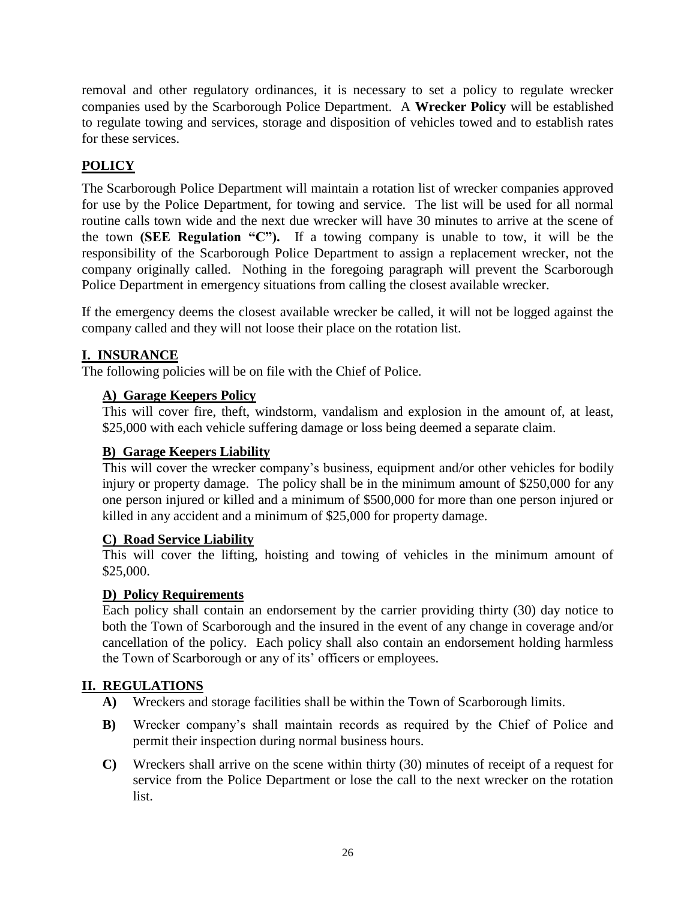removal and other regulatory ordinances, it is necessary to set a policy to regulate wrecker companies used by the Scarborough Police Department. A **Wrecker Policy** will be established to regulate towing and services, storage and disposition of vehicles towed and to establish rates for these services.

## POLICY

The Scarborough Police Department will maintain a rotation list of wrecker companies approved for use by the Police Department, for towing and service. The list will be used for all normal routine calls town wide and the next due wrecker will have 30 minutes to arrive at the scene of the town **(SEE Regulation "C").** If a towing company is unable to tow, it will be the responsibility of the Scarborough Police Department to assign a replacement wrecker, not the company originally called. Nothing in the foregoing paragraph will prevent the Scarborough Police Department in emergency situations from calling the closest available wrecker.

If the emergency deems the closest available wrecker be called, it will not be logged against the company called and they will not loose their place on the rotation list.

## I. INSURANCE

The following policies will be on file with the Chief of Police.

### A) Garage Keepers Policy

This will cover fire, theft, windstorm, vandalism and explosion in the amount of, at least, $25,000 with each vehicle suffering damage or loss being deemed a separate claim.

### B) Garage Keepers Liability

This will cover the wrecker company's business, equipment and/or other vehicles for bodily injury or property damage. The policy shall be in the minimum amount of $250,000 for any one person injured or killed and a minimum of $500,000 for more than one person injured or killed in any accident and a minimum of $25,000 for property damage.

### C) Road Service Liability

This will cover the lifting, hoisting and towing of vehicles in the minimum amount of $25,000.

### D) Policy Requirements

Each policy shall contain an endorsement by the carrier providing thirty (30) day notice to both the Town of Scarborough and the insured in the event of any change in coverage and/or cancellation of the policy. Each policy shall also contain an endorsement holding harmless the Town of Scarborough or any of its' officers or employees.

## II. REGULATIONS

**A)** Wreckers and storage facilities shall be within the Town of Scarborough limits.

**B)** Wrecker company's shall maintain records as required by the Chief of Police and permit their inspection during normal business hours.

**C)** Wreckers shall arrive on the scene within thirty (30) minutes of receipt of a request for service from the Police Department or lose the call to the next wrecker on the rotation list.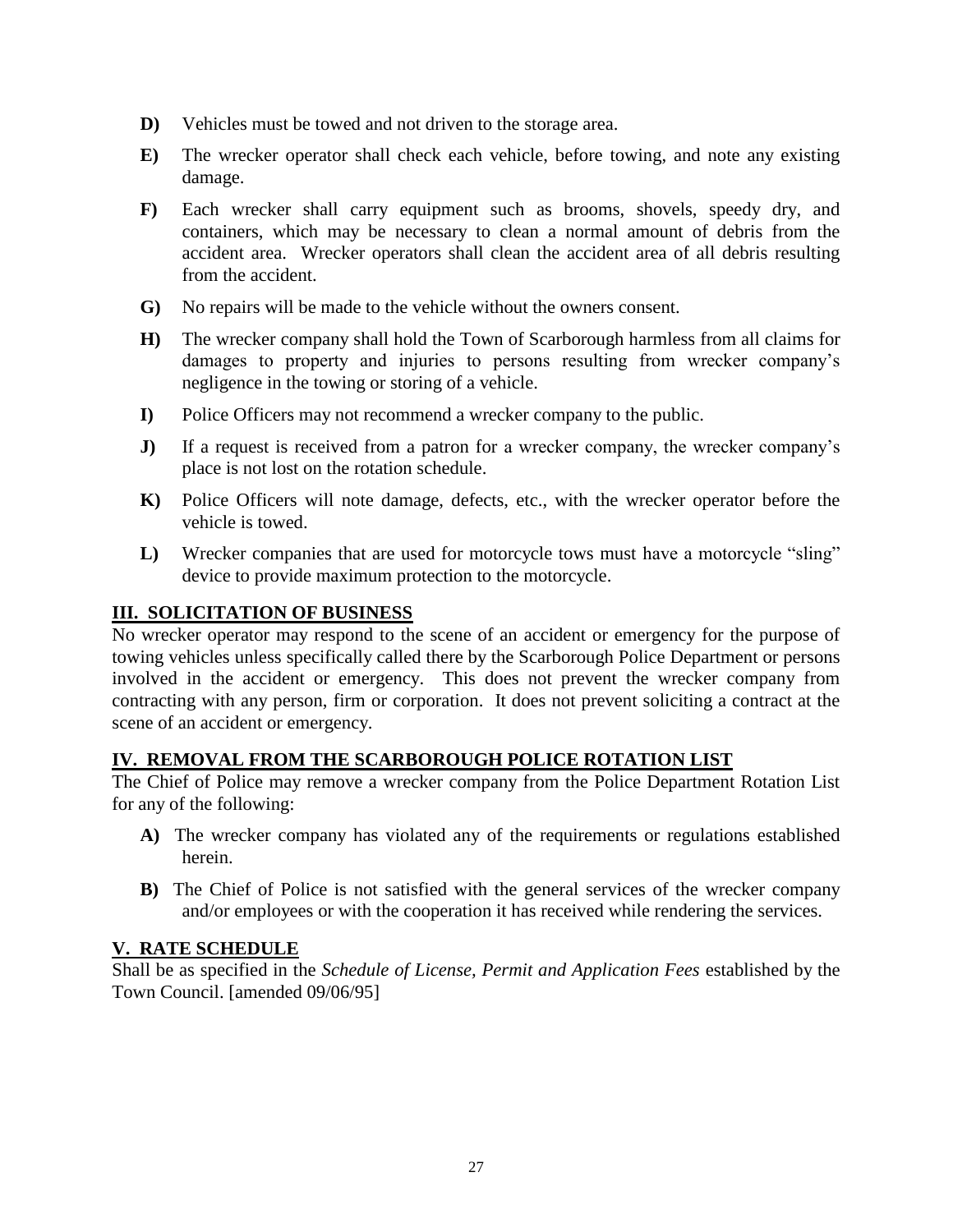**D)** Vehicles must be towed and not driven to the storage area.

**E)** The wrecker operator shall check each vehicle, before towing, and note any existing damage.

**F)** Each wrecker shall carry equipment such as brooms, shovels, speedy dry, and containers, which may be necessary to clean a normal amount of debris from the accident area. Wrecker operators shall clean the accident area of all debris resulting from the accident.

**G)** No repairs will be made to the vehicle without the owners consent.

**H)** The wrecker company shall hold the Town of Scarborough harmless from all claims for damages to property and injuries to persons resulting from wrecker company's negligence in the towing or storing of a vehicle.

**I)** Police Officers may not recommend a wrecker company to the public.

**J)** If a request is received from a patron for a wrecker company, the wrecker company's place is not lost on the rotation schedule.

**K)** Police Officers will note damage, defects, etc., with the wrecker operator before the vehicle is towed.

**L)** Wrecker companies that are used for motorcycle tows must have a motorcycle "sling" device to provide maximum protection to the motorcycle.

## III. SOLICITATION OF BUSINESS

No wrecker operator may respond to the scene of an accident or emergency for the purpose of towing vehicles unless specifically called there by the Scarborough Police Department or persons involved in the accident or emergency. This does not prevent the wrecker company from contracting with any person, firm or corporation. It does not prevent soliciting a contract at the scene of an accident or emergency.

## IV. REMOVAL FROM THE SCARBOROUGH POLICE ROTATION LIST

The Chief of Police may remove a wrecker company from the Police Department Rotation List for any of the following:

**A)** The wrecker company has violated any of the requirements or regulations established herein.

**B)** The Chief of Police is not satisfied with the general services of the wrecker company and/or employees or with the cooperation it has received while rendering the services.

## V. RATE SCHEDULE

Shall be as specified in the *Schedule of License, Permit and Application Fees* established by the Town Council. [amended 09/06/95]